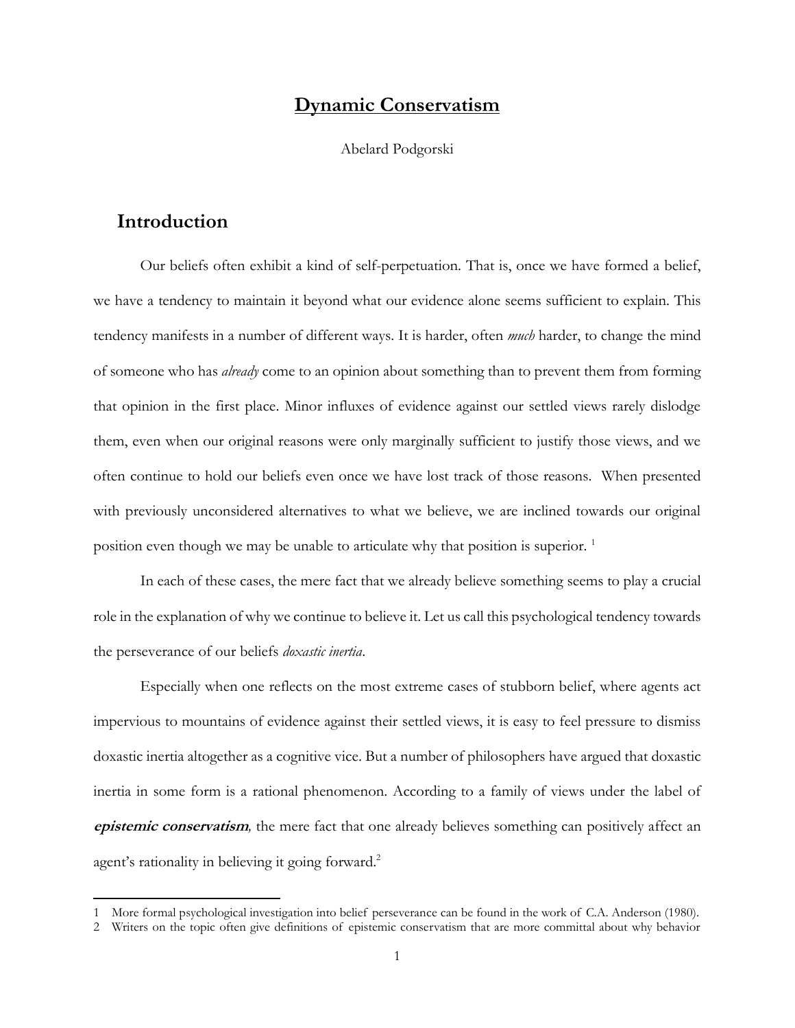# Dynamic Conservatism

Abelard Podgorski

## Introduction

Our beliefs often exhibit a kind of self-perpetuation. That is, once we have formed a belief, we have a tendency to maintain it beyond what our evidence alone seems sufficient to explain. This tendency manifests in a number of different ways. It is harder, often *much* harder, to change the mind of someone who has *already* come to an opinion about something than to prevent them from forming that opinion in the first place. Minor influxes of evidence against our settled views rarely dislodge them, even when our original reasons were only marginally sufficient to justify those views, and we often continue to hold our beliefs even once we have lost track of those reasons. When presented with previously unconsidered alternatives to what we believe, we are inclined towards our original position even though we may be unable to articulate why that position is superior. [1]

In each of these cases, the mere fact that we already believe something seems to play a crucial role in the explanation of why we continue to believe it. Let us call this psychological tendency towards the perseverance of our beliefs *doxastic inertia*.

Especially when one reflects on the most extreme cases of stubborn belief, where agents act impervious to mountains of evidence against their settled views, it is easy to feel pressure to dismiss doxastic inertia altogether as a cognitive vice. But a number of philosophers have argued that doxastic inertia in some form is a rational phenomenon. According to a family of views under the label of ***epistemic conservatism***, the mere fact that one already believes something can positively affect an agent's rationality in believing it going forward.[2]

---

1 More formal psychological investigation into belief perseverance can be found in the work of C.A. Anderson (1980).

2 Writers on the topic often give definitions of epistemic conservatism that are more committal about why behavior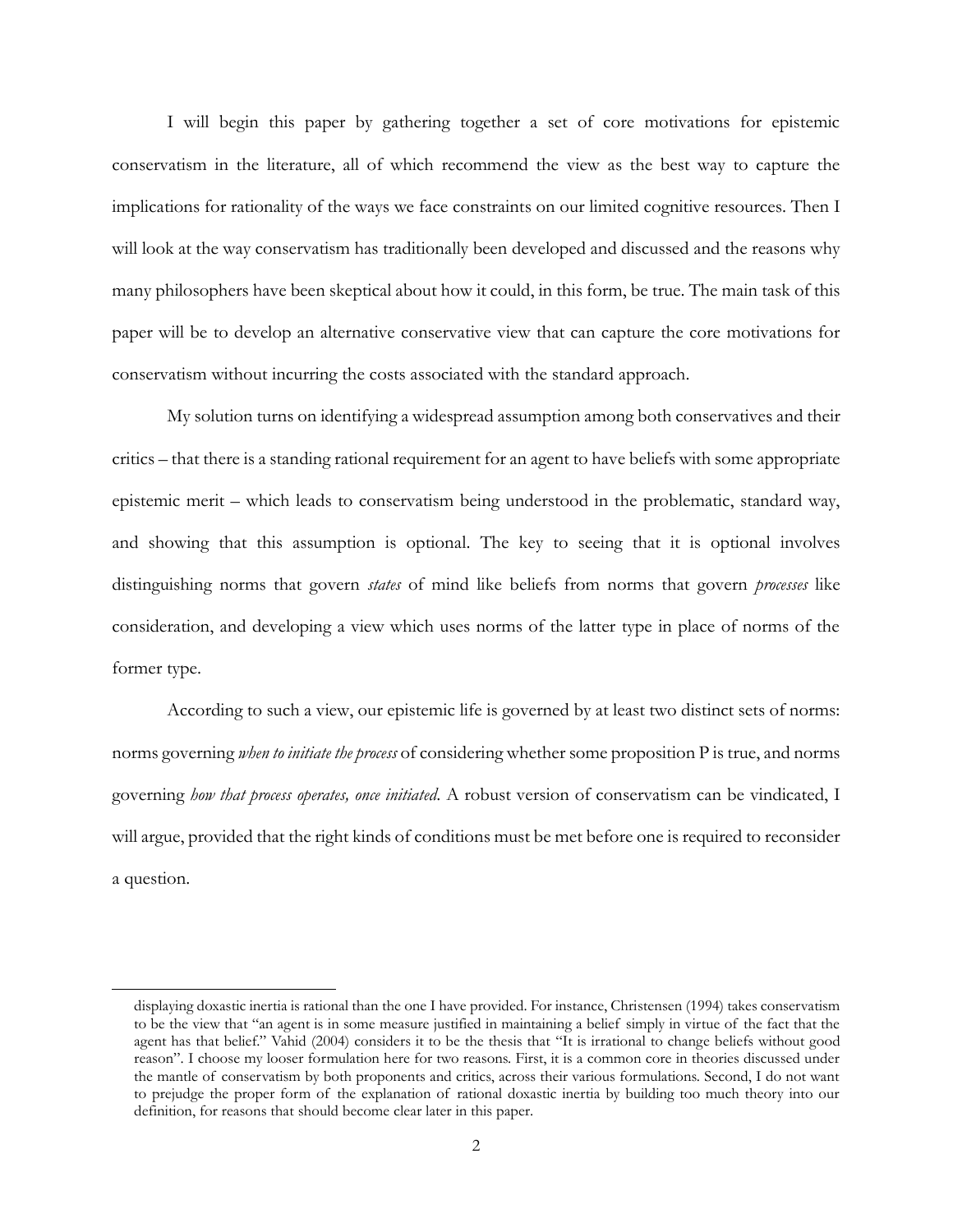I will begin this paper by gathering together a set of core motivations for epistemic conservatism in the literature, all of which recommend the view as the best way to capture the implications for rationality of the ways we face constraints on our limited cognitive resources. Then I will look at the way conservatism has traditionally been developed and discussed and the reasons why many philosophers have been skeptical about how it could, in this form, be true. The main task of this paper will be to develop an alternative conservative view that can capture the core motivations for conservatism without incurring the costs associated with the standard approach.

My solution turns on identifying a widespread assumption among both conservatives and their critics – that there is a standing rational requirement for an agent to have beliefs with some appropriate epistemic merit – which leads to conservatism being understood in the problematic, standard way, and showing that this assumption is optional. The key to seeing that it is optional involves distinguishing norms that govern *states* of mind like beliefs from norms that govern *processes* like consideration, and developing a view which uses norms of the latter type in place of norms of the former type.

According to such a view, our epistemic life is governed by at least two distinct sets of norms: norms governing *when to initiate the process* of considering whether some proposition P is true, and norms governing *how that process operates, once initiated.* A robust version of conservatism can be vindicated, I will argue, provided that the right kinds of conditions must be met before one is required to reconsider a question.

---

displaying doxastic inertia is rational than the one I have provided. For instance, Christensen (1994) takes conservatism to be the view that "an agent is in some measure justified in maintaining a belief simply in virtue of the fact that the agent has that belief." Vahid (2004) considers it to be the thesis that "It is irrational to change beliefs without good reason". I choose my looser formulation here for two reasons. First, it is a common core in theories discussed under the mantle of conservatism by both proponents and critics, across their various formulations. Second, I do not want to prejudge the proper form of the explanation of rational doxastic inertia by building too much theory into our definition, for reasons that should become clear later in this paper.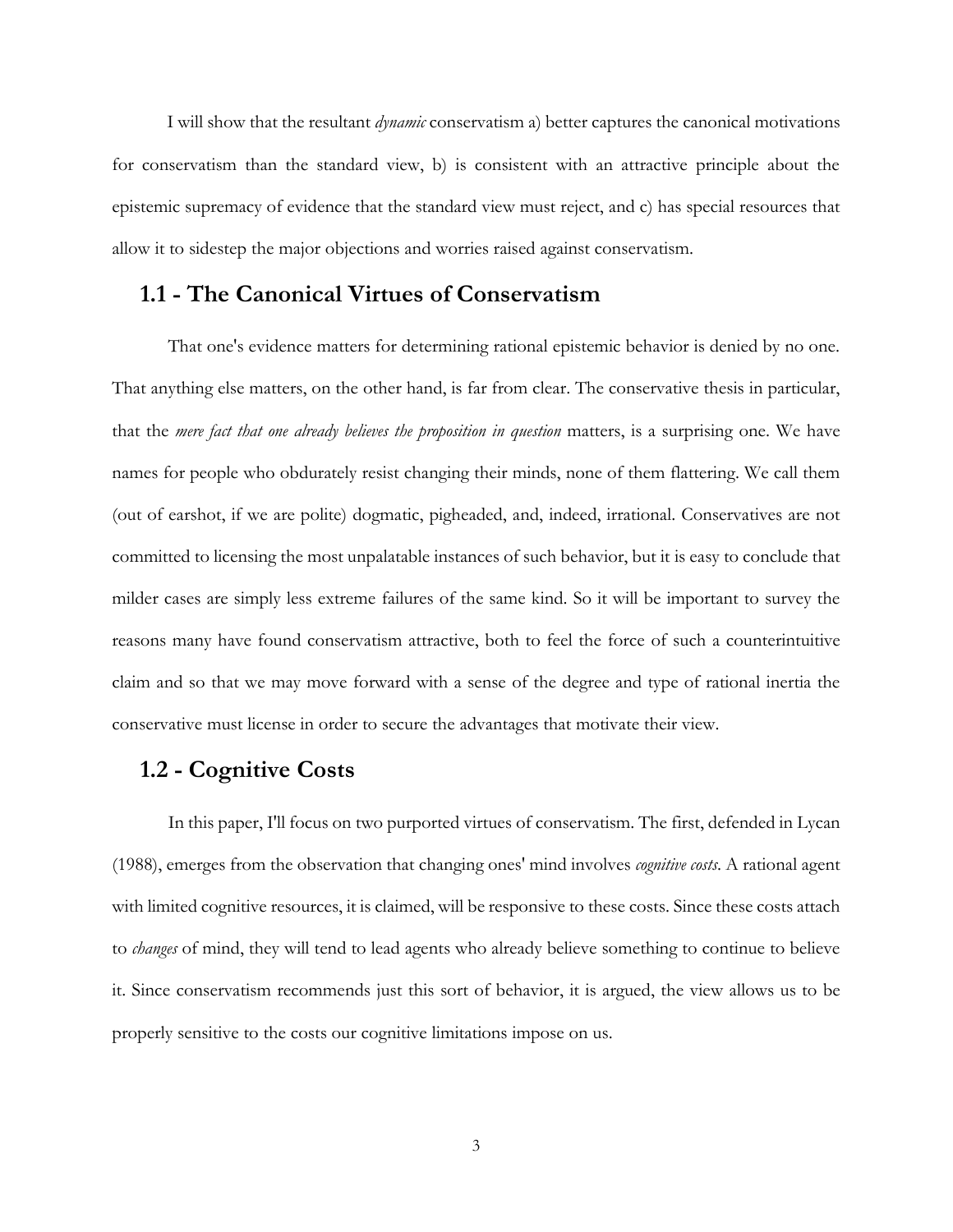I will show that the resultant *dynamic* conservatism a) better captures the canonical motivations for conservatism than the standard view, b) is consistent with an attractive principle about the epistemic supremacy of evidence that the standard view must reject, and c) has special resources that allow it to sidestep the major objections and worries raised against conservatism.

## 1.1 - The Canonical Virtues of Conservatism

That one's evidence matters for determining rational epistemic behavior is denied by no one. That anything else matters, on the other hand, is far from clear. The conservative thesis in particular, that the *mere fact that one already believes the proposition in question* matters, is a surprising one. We have names for people who obdurately resist changing their minds, none of them flattering. We call them (out of earshot, if we are polite) dogmatic, pigheaded, and, indeed, irrational. Conservatives are not committed to licensing the most unpalatable instances of such behavior, but it is easy to conclude that milder cases are simply less extreme failures of the same kind. So it will be important to survey the reasons many have found conservatism attractive, both to feel the force of such a counterintuitive claim and so that we may move forward with a sense of the degree and type of rational inertia the conservative must license in order to secure the advantages that motivate their view.

## 1.2 - Cognitive Costs

In this paper, I'll focus on two purported virtues of conservatism. The first, defended in Lycan (1988), emerges from the observation that changing ones' mind involves *cognitive costs*. A rational agent with limited cognitive resources, it is claimed, will be responsive to these costs. Since these costs attach to *changes* of mind, they will tend to lead agents who already believe something to continue to believe it. Since conservatism recommends just this sort of behavior, it is argued, the view allows us to be properly sensitive to the costs our cognitive limitations impose on us.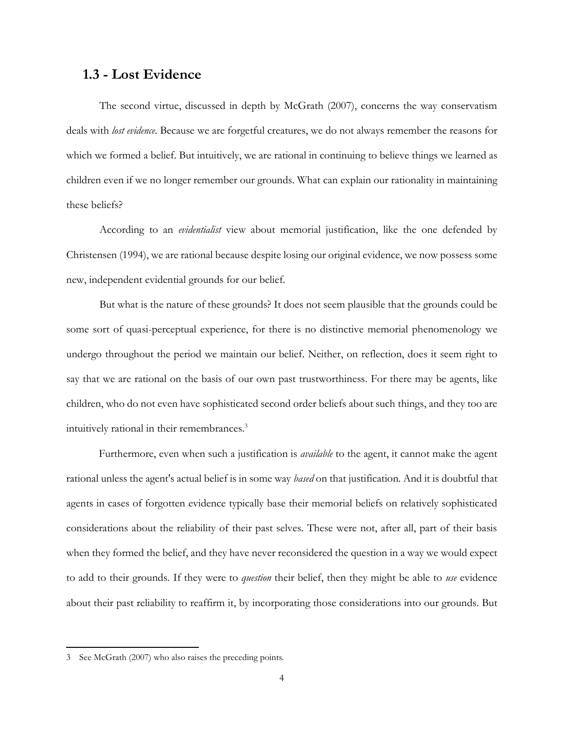## 1.3 - Lost Evidence

The second virtue, discussed in depth by McGrath (2007), concerns the way conservatism deals with *lost evidence*. Because we are forgetful creatures, we do not always remember the reasons for which we formed a belief. But intuitively, we are rational in continuing to believe things we learned as children even if we no longer remember our grounds. What can explain our rationality in maintaining these beliefs?

According to an *evidentialist* view about memorial justification, like the one defended by Christensen (1994), we are rational because despite losing our original evidence, we now possess some new, independent evidential grounds for our belief.

But what is the nature of these grounds? It does not seem plausible that the grounds could be some sort of quasi-perceptual experience, for there is no distinctive memorial phenomenology we undergo throughout the period we maintain our belief. Neither, on reflection, does it seem right to say that we are rational on the basis of our own past trustworthiness. For there may be agents, like children, who do not even have sophisticated second order beliefs about such things, and they too are intuitively rational in their remembrances.[3]

Furthermore, even when such a justification is *available* to the agent, it cannot make the agent rational unless the agent's actual belief is in some way *based* on that justification. And it is doubtful that agents in cases of forgotten evidence typically base their memorial beliefs on relatively sophisticated considerations about the reliability of their past selves. These were not, after all, part of their basis when they formed the belief, and they have never reconsidered the question in a way we would expect to add to their grounds. If they were to *question* their belief, then they might be able to *use* evidence about their past reliability to reaffirm it, by incorporating those considerations into our grounds. But

---

3 See McGrath (2007) who also raises the preceding points.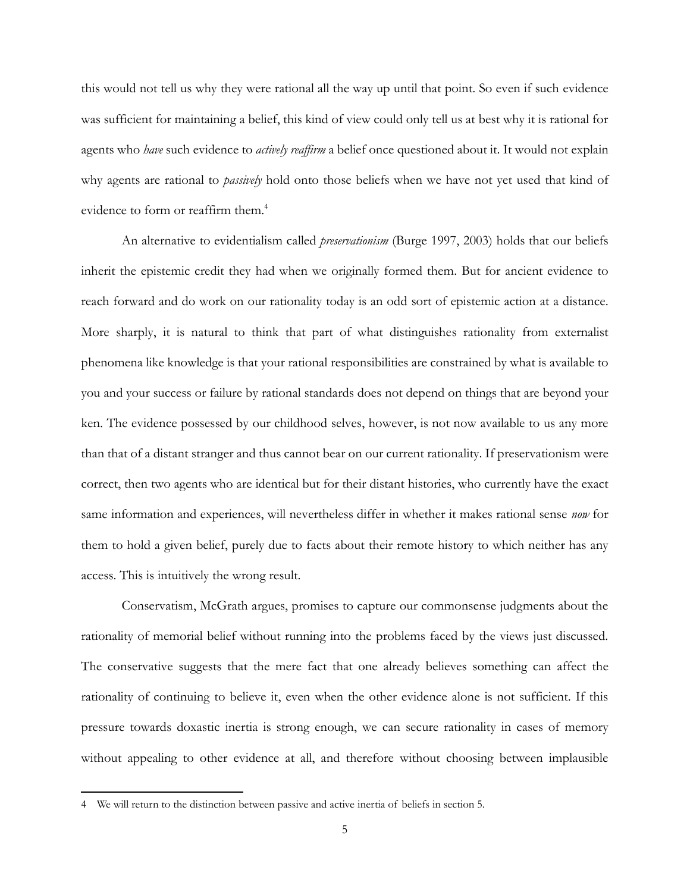this would not tell us why they were rational all the way up until that point. So even if such evidence was sufficient for maintaining a belief, this kind of view could only tell us at best why it is rational for agents who *have* such evidence to *actively reaffirm* a belief once questioned about it. It would not explain why agents are rational to *passively* hold onto those beliefs when we have not yet used that kind of evidence to form or reaffirm them.[4]

An alternative to evidentialism called *preservationism* (Burge 1997, 2003) holds that our beliefs inherit the epistemic credit they had when we originally formed them. But for ancient evidence to reach forward and do work on our rationality today is an odd sort of epistemic action at a distance. More sharply, it is natural to think that part of what distinguishes rationality from externalist phenomena like knowledge is that your rational responsibilities are constrained by what is available to you and your success or failure by rational standards does not depend on things that are beyond your ken. The evidence possessed by our childhood selves, however, is not now available to us any more than that of a distant stranger and thus cannot bear on our current rationality. If preservationism were correct, then two agents who are identical but for their distant histories, who currently have the exact same information and experiences, will nevertheless differ in whether it makes rational sense *now* for them to hold a given belief, purely due to facts about their remote history to which neither has any access. This is intuitively the wrong result.

Conservatism, McGrath argues, promises to capture our commonsense judgments about the rationality of memorial belief without running into the problems faced by the views just discussed. The conservative suggests that the mere fact that one already believes something can affect the rationality of continuing to believe it, even when the other evidence alone is not sufficient. If this pressure towards doxastic inertia is strong enough, we can secure rationality in cases of memory without appealing to other evidence at all, and therefore without choosing between implausible

4 We will return to the distinction between passive and active inertia of beliefs in section 5.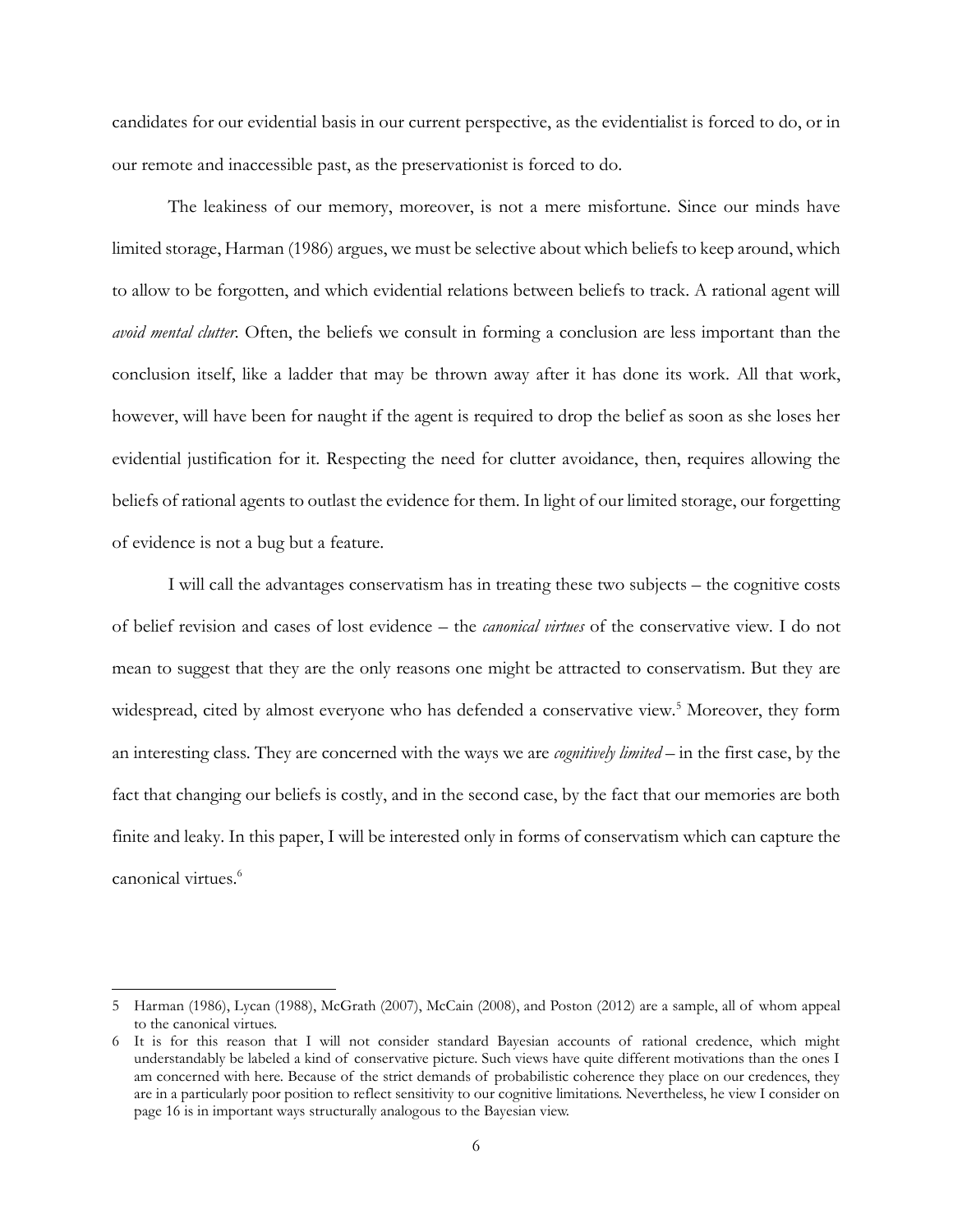candidates for our evidential basis in our current perspective, as the evidentialist is forced to do, or in our remote and inaccessible past, as the preservationist is forced to do.

The leakiness of our memory, moreover, is not a mere misfortune. Since our minds have limited storage, Harman (1986) argues, we must be selective about which beliefs to keep around, which to allow to be forgotten, and which evidential relations between beliefs to track. A rational agent will *avoid mental clutter*. Often, the beliefs we consult in forming a conclusion are less important than the conclusion itself, like a ladder that may be thrown away after it has done its work. All that work, however, will have been for naught if the agent is required to drop the belief as soon as she loses her evidential justification for it. Respecting the need for clutter avoidance, then, requires allowing the beliefs of rational agents to outlast the evidence for them. In light of our limited storage, our forgetting of evidence is not a bug but a feature.

I will call the advantages conservatism has in treating these two subjects – the cognitive costs of belief revision and cases of lost evidence – the *canonical virtues* of the conservative view. I do not mean to suggest that they are the only reasons one might be attracted to conservatism. But they are widespread, cited by almost everyone who has defended a conservative view.[5] Moreover, they form an interesting class. They are concerned with the ways we are *cognitively limited* – in the first case, by the fact that changing our beliefs is costly, and in the second case, by the fact that our memories are both finite and leaky. In this paper, I will be interested only in forms of conservatism which can capture the canonical virtues.[6]

---

5 Harman (1986), Lycan (1988), McGrath (2007), McCain (2008), and Poston (2012) are a sample, all of whom appeal to the canonical virtues.

6 It is for this reason that I will not consider standard Bayesian accounts of rational credence, which might understandably be labeled a kind of conservative picture. Such views have quite different motivations than the ones I am concerned with here. Because of the strict demands of probabilistic coherence they place on our credences, they are in a particularly poor position to reflect sensitivity to our cognitive limitations. Nevertheless, he view I consider on page 16 is in important ways structurally analogous to the Bayesian view.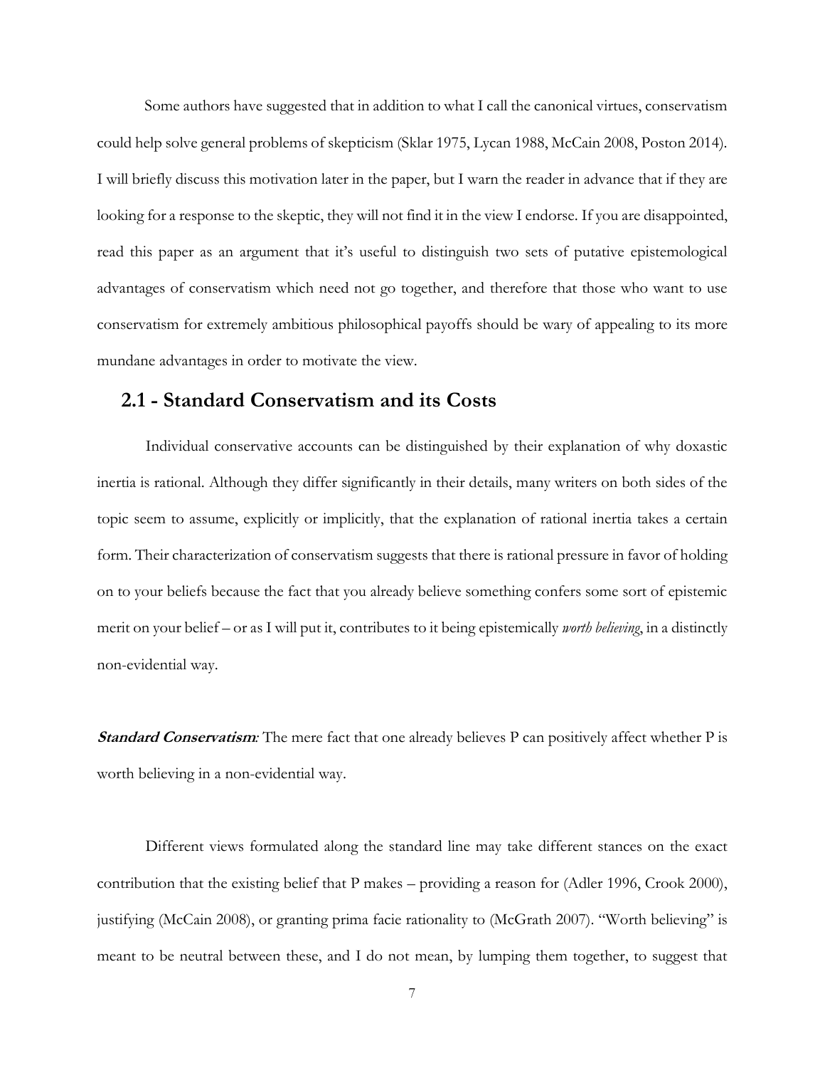Some authors have suggested that in addition to what I call the canonical virtues, conservatism could help solve general problems of skepticism (Sklar 1975, Lycan 1988, McCain 2008, Poston 2014). I will briefly discuss this motivation later in the paper, but I warn the reader in advance that if they are looking for a response to the skeptic, they will not find it in the view I endorse. If you are disappointed, read this paper as an argument that it's useful to distinguish two sets of putative epistemological advantages of conservatism which need not go together, and therefore that those who want to use conservatism for extremely ambitious philosophical payoffs should be wary of appealing to its more mundane advantages in order to motivate the view.

## 2.1 - Standard Conservatism and its Costs

Individual conservative accounts can be distinguished by their explanation of why doxastic inertia is rational. Although they differ significantly in their details, many writers on both sides of the topic seem to assume, explicitly or implicitly, that the explanation of rational inertia takes a certain form. Their characterization of conservatism suggests that there is rational pressure in favor of holding on to your beliefs because the fact that you already believe something confers some sort of epistemic merit on your belief – or as I will put it, contributes to it being epistemically *worth believing*, in a distinctly non-evidential way.

***Standard Conservatism**:* The mere fact that one already believes P can positively affect whether P is worth believing in a non-evidential way.

Different views formulated along the standard line may take different stances on the exact contribution that the existing belief that P makes – providing a reason for (Adler 1996, Crook 2000), justifying (McCain 2008), or granting prima facie rationality to (McGrath 2007). "Worth believing" is meant to be neutral between these, and I do not mean, by lumping them together, to suggest that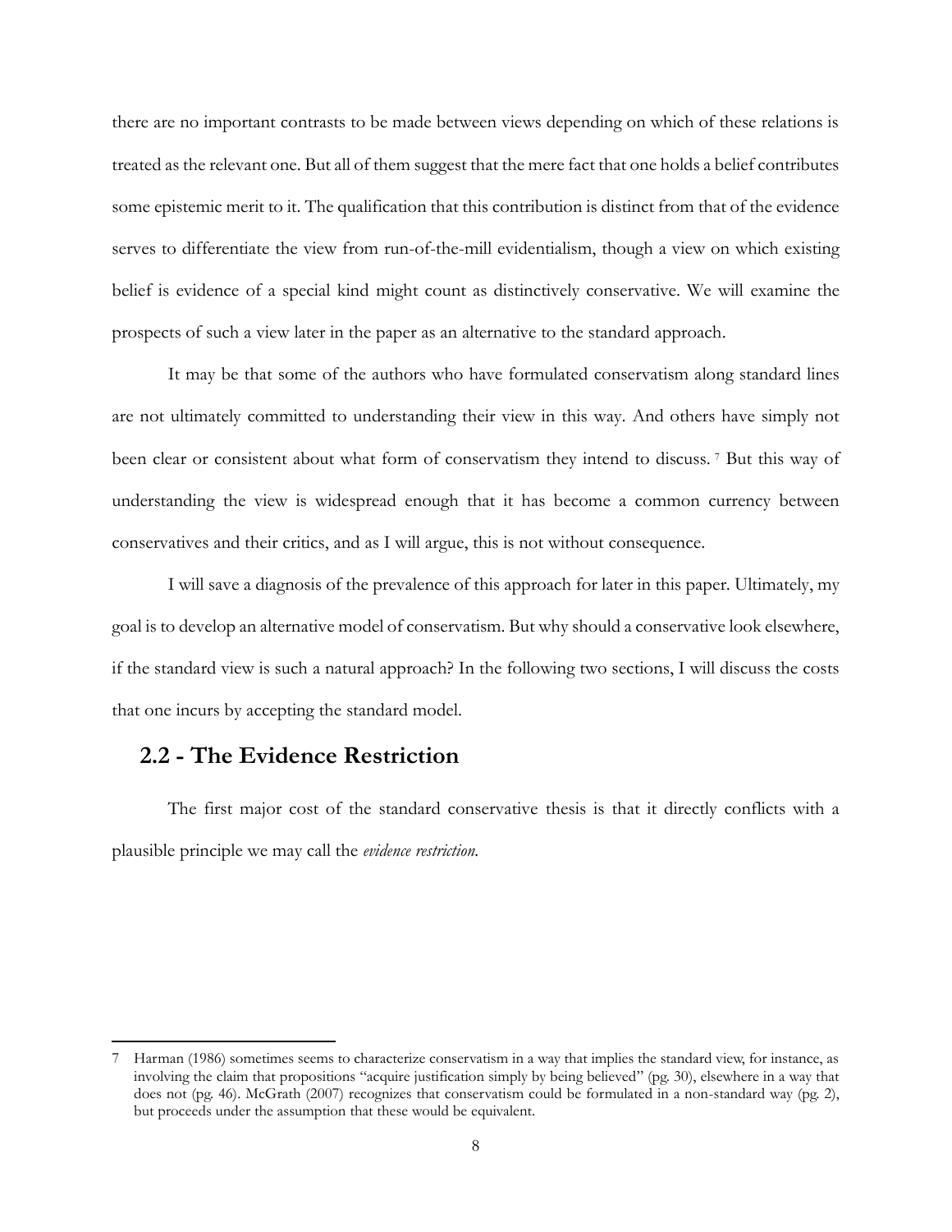there are no important contrasts to be made between views depending on which of these relations is treated as the relevant one. But all of them suggest that the mere fact that one holds a belief contributes some epistemic merit to it. The qualification that this contribution is distinct from that of the evidence serves to differentiate the view from run-of-the-mill evidentialism, though a view on which existing belief is evidence of a special kind might count as distinctively conservative. We will examine the prospects of such a view later in the paper as an alternative to the standard approach.

It may be that some of the authors who have formulated conservatism along standard lines are not ultimately committed to understanding their view in this way. And others have simply not been clear or consistent about what form of conservatism they intend to discuss.[7] But this way of understanding the view is widespread enough that it has become a common currency between conservatives and their critics, and as I will argue, this is not without consequence.

I will save a diagnosis of the prevalence of this approach for later in this paper. Ultimately, my goal is to develop an alternative model of conservatism. But why should a conservative look elsewhere, if the standard view is such a natural approach? In the following two sections, I will discuss the costs that one incurs by accepting the standard model.

## 2.2 - The Evidence Restriction

The first major cost of the standard conservative thesis is that it directly conflicts with a plausible principle we may call the *evidence restriction.*

---

7 Harman (1986) sometimes seems to characterize conservatism in a way that implies the standard view, for instance, as involving the claim that propositions "acquire justification simply by being believed" (pg. 30), elsewhere in a way that does not (pg. 46). McGrath (2007) recognizes that conservatism could be formulated in a non-standard way (pg. 2), but proceeds under the assumption that these would be equivalent.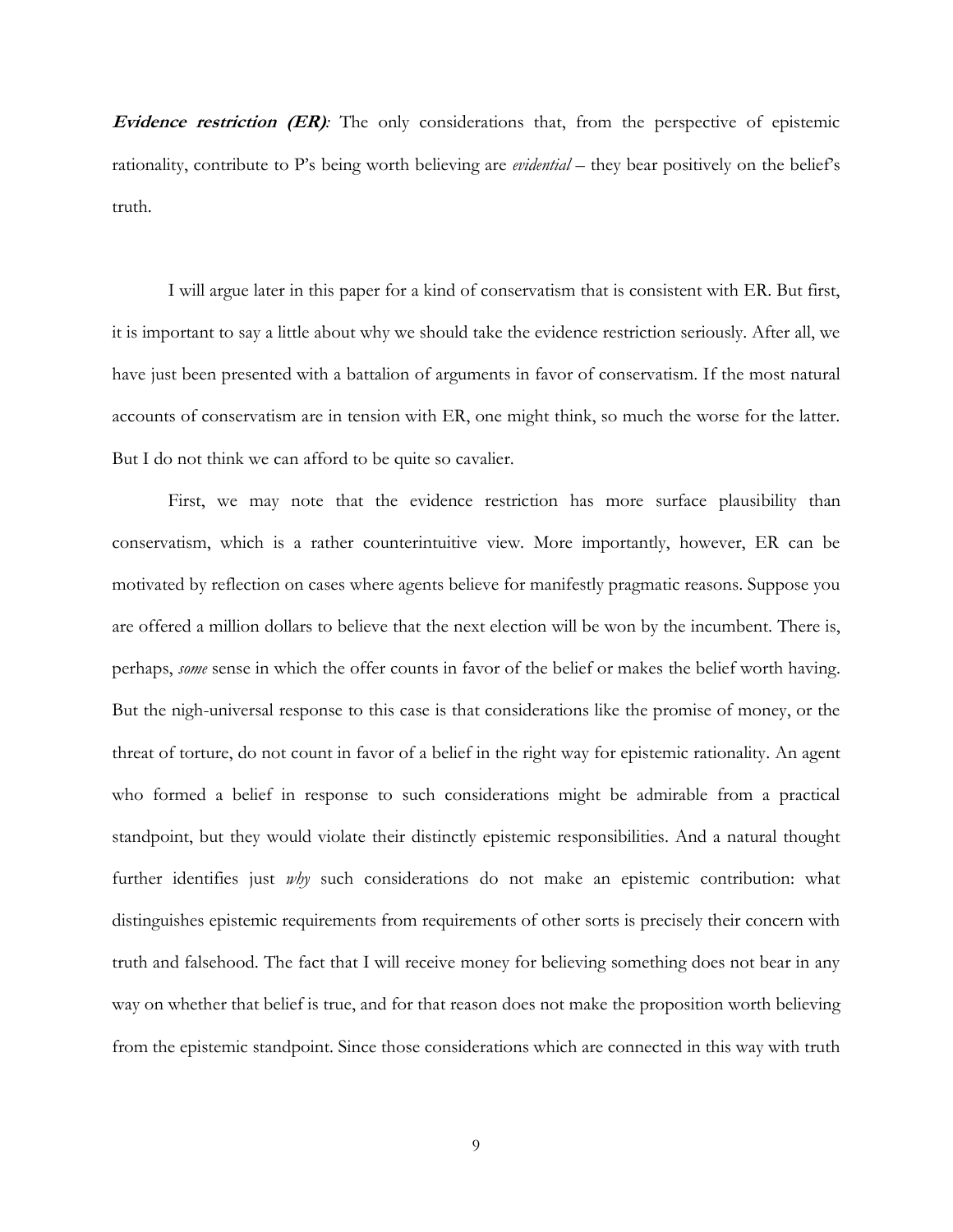***Evidence restriction (ER)****:* The only considerations that, from the perspective of epistemic rationality, contribute to P's being worth believing are *evidential* – they bear positively on the belief's truth.

I will argue later in this paper for a kind of conservatism that is consistent with ER. But first, it is important to say a little about why we should take the evidence restriction seriously. After all, we have just been presented with a battalion of arguments in favor of conservatism. If the most natural accounts of conservatism are in tension with ER, one might think, so much the worse for the latter. But I do not think we can afford to be quite so cavalier.

First, we may note that the evidence restriction has more surface plausibility than conservatism, which is a rather counterintuitive view. More importantly, however, ER can be motivated by reflection on cases where agents believe for manifestly pragmatic reasons. Suppose you are offered a million dollars to believe that the next election will be won by the incumbent. There is, perhaps, *some* sense in which the offer counts in favor of the belief or makes the belief worth having. But the nigh-universal response to this case is that considerations like the promise of money, or the threat of torture, do not count in favor of a belief in the right way for epistemic rationality. An agent who formed a belief in response to such considerations might be admirable from a practical standpoint, but they would violate their distinctly epistemic responsibilities. And a natural thought further identifies just *why* such considerations do not make an epistemic contribution: what distinguishes epistemic requirements from requirements of other sorts is precisely their concern with truth and falsehood. The fact that I will receive money for believing something does not bear in any way on whether that belief is true, and for that reason does not make the proposition worth believing from the epistemic standpoint. Since those considerations which are connected in this way with truth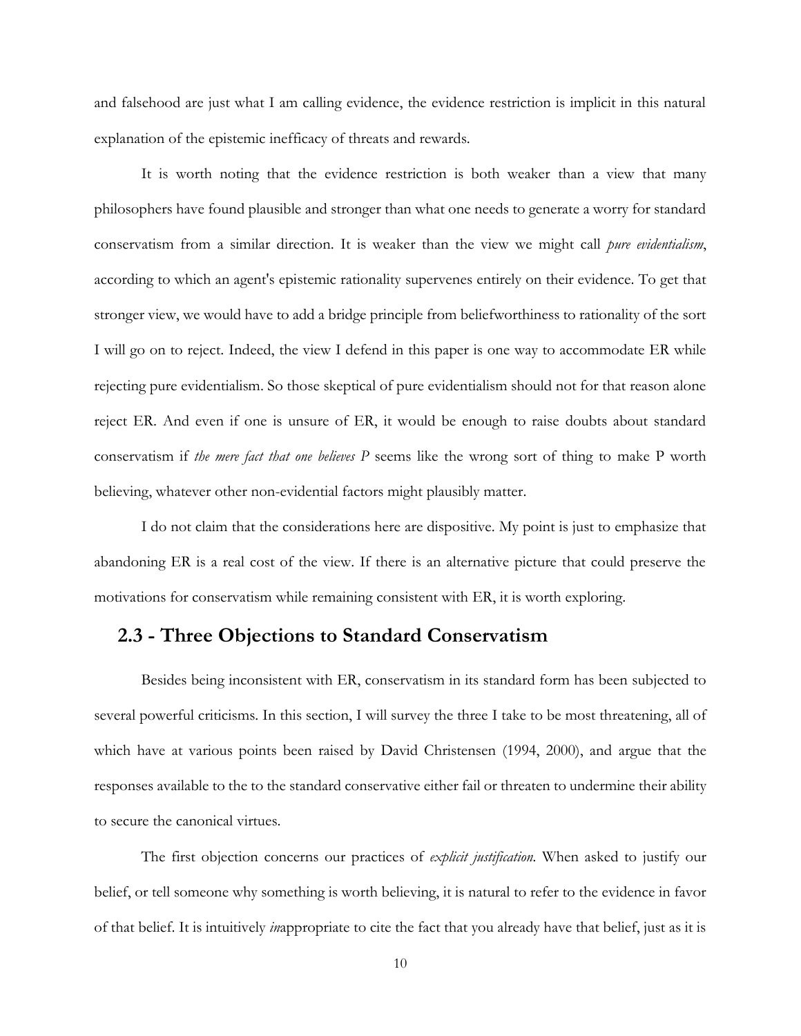and falsehood are just what I am calling evidence, the evidence restriction is implicit in this natural explanation of the epistemic inefficacy of threats and rewards.

It is worth noting that the evidence restriction is both weaker than a view that many philosophers have found plausible and stronger than what one needs to generate a worry for standard conservatism from a similar direction. It is weaker than the view we might call *pure evidentialism*, according to which an agent's epistemic rationality supervenes entirely on their evidence. To get that stronger view, we would have to add a bridge principle from beliefworthiness to rationality of the sort I will go on to reject. Indeed, the view I defend in this paper is one way to accommodate ER while rejecting pure evidentialism. So those skeptical of pure evidentialism should not for that reason alone reject ER. And even if one is unsure of ER, it would be enough to raise doubts about standard conservatism if *the mere fact that one believes P* seems like the wrong sort of thing to make P worth believing, whatever other non-evidential factors might plausibly matter.

I do not claim that the considerations here are dispositive. My point is just to emphasize that abandoning ER is a real cost of the view. If there is an alternative picture that could preserve the motivations for conservatism while remaining consistent with ER, it is worth exploring.

## 2.3 - Three Objections to Standard Conservatism

Besides being inconsistent with ER, conservatism in its standard form has been subjected to several powerful criticisms. In this section, I will survey the three I take to be most threatening, all of which have at various points been raised by David Christensen (1994, 2000), and argue that the responses available to the to the standard conservative either fail or threaten to undermine their ability to secure the canonical virtues.

The first objection concerns our practices of *explicit justification*. When asked to justify our belief, or tell someone why something is worth believing, it is natural to refer to the evidence in favor of that belief. It is intuitively *in*appropriate to cite the fact that you already have that belief, just as it is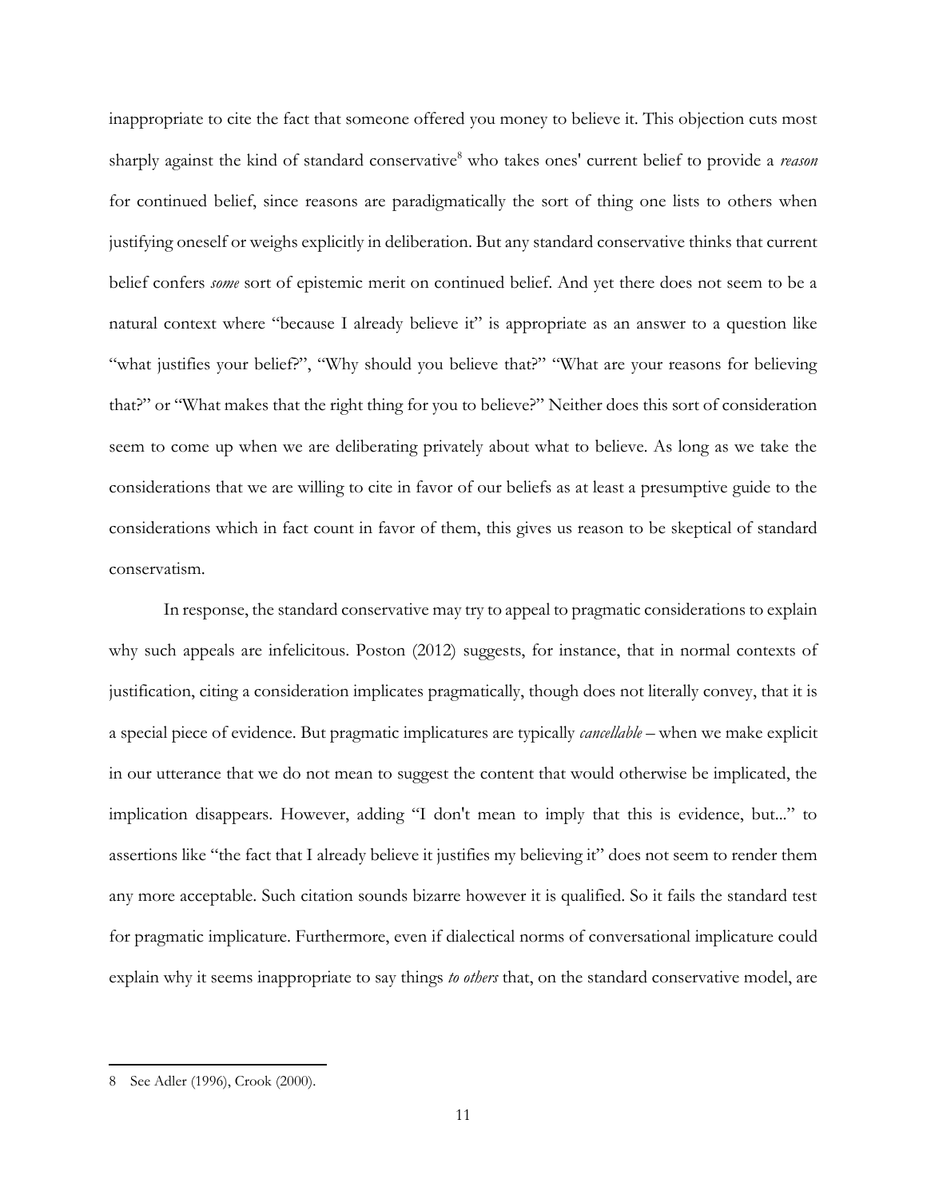inappropriate to cite the fact that someone offered you money to believe it. This objection cuts most sharply against the kind of standard conservative[8] who takes ones' current belief to provide a *reason* for continued belief, since reasons are paradigmatically the sort of thing one lists to others when justifying oneself or weighs explicitly in deliberation. But any standard conservative thinks that current belief confers *some* sort of epistemic merit on continued belief. And yet there does not seem to be a natural context where "because I already believe it" is appropriate as an answer to a question like "what justifies your belief?", "Why should you believe that?" "What are your reasons for believing that?" or "What makes that the right thing for you to believe?" Neither does this sort of consideration seem to come up when we are deliberating privately about what to believe. As long as we take the considerations that we are willing to cite in favor of our beliefs as at least a presumptive guide to the considerations which in fact count in favor of them, this gives us reason to be skeptical of standard conservatism.

In response, the standard conservative may try to appeal to pragmatic considerations to explain why such appeals are infelicitous. Poston (2012) suggests, for instance, that in normal contexts of justification, citing a consideration implicates pragmatically, though does not literally convey, that it is a special piece of evidence. But pragmatic implicatures are typically *cancellable* – when we make explicit in our utterance that we do not mean to suggest the content that would otherwise be implicated, the implication disappears. However, adding "I don't mean to imply that this is evidence, but..." to assertions like "the fact that I already believe it justifies my believing it" does not seem to render them any more acceptable. Such citation sounds bizarre however it is qualified. So it fails the standard test for pragmatic implicature. Furthermore, even if dialectical norms of conversational implicature could explain why it seems inappropriate to say things *to others* that, on the standard conservative model, are

8 See Adler (1996), Crook (2000).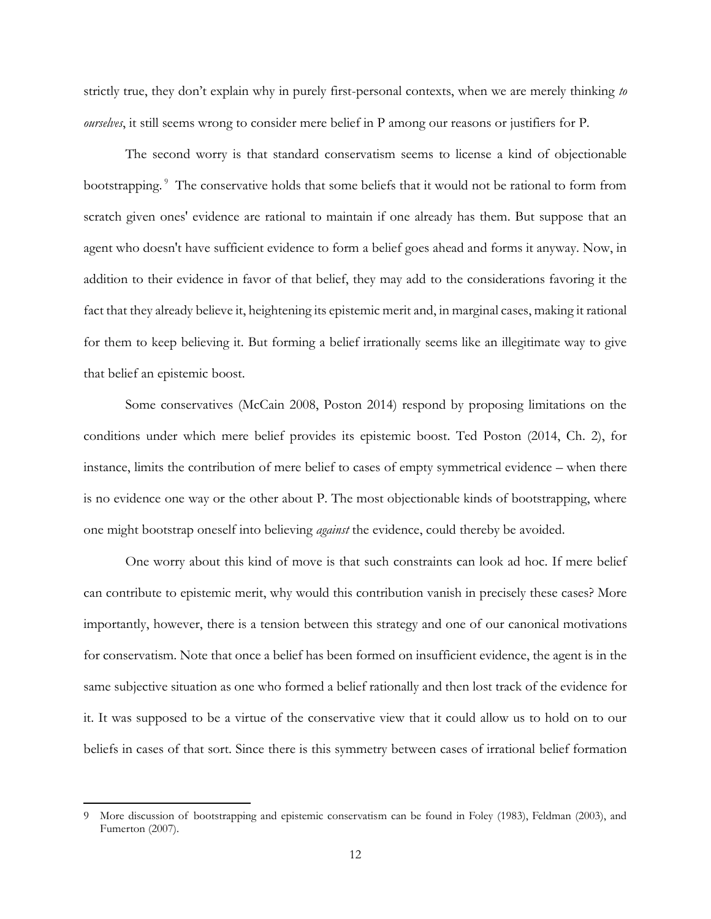strictly true, they don't explain why in purely first-personal contexts, when we are merely thinking *to ourselves*, it still seems wrong to consider mere belief in P among our reasons or justifiers for P.

The second worry is that standard conservatism seems to license a kind of objectionable bootstrapping.[9] The conservative holds that some beliefs that it would not be rational to form from scratch given ones' evidence are rational to maintain if one already has them. But suppose that an agent who doesn't have sufficient evidence to form a belief goes ahead and forms it anyway. Now, in addition to their evidence in favor of that belief, they may add to the considerations favoring it the fact that they already believe it, heightening its epistemic merit and, in marginal cases, making it rational for them to keep believing it. But forming a belief irrationally seems like an illegitimate way to give that belief an epistemic boost.

Some conservatives (McCain 2008, Poston 2014) respond by proposing limitations on the conditions under which mere belief provides its epistemic boost. Ted Poston (2014, Ch. 2), for instance, limits the contribution of mere belief to cases of empty symmetrical evidence – when there is no evidence one way or the other about P. The most objectionable kinds of bootstrapping, where one might bootstrap oneself into believing *against* the evidence, could thereby be avoided.

One worry about this kind of move is that such constraints can look ad hoc. If mere belief can contribute to epistemic merit, why would this contribution vanish in precisely these cases? More importantly, however, there is a tension between this strategy and one of our canonical motivations for conservatism. Note that once a belief has been formed on insufficient evidence, the agent is in the same subjective situation as one who formed a belief rationally and then lost track of the evidence for it. It was supposed to be a virtue of the conservative view that it could allow us to hold on to our beliefs in cases of that sort. Since there is this symmetry between cases of irrational belief formation

---

9 More discussion of bootstrapping and epistemic conservatism can be found in Foley (1983), Feldman (2003), and Fumerton (2007).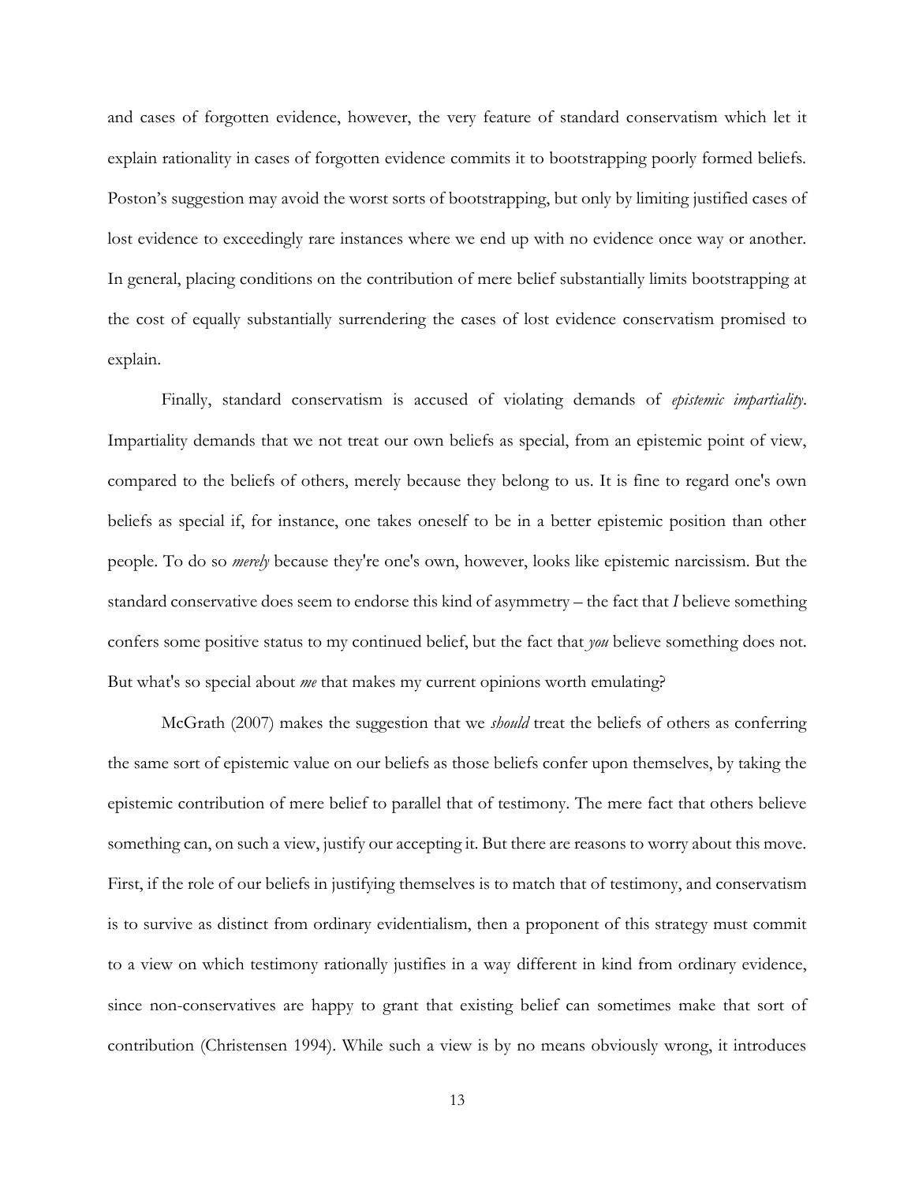and cases of forgotten evidence, however, the very feature of standard conservatism which let it explain rationality in cases of forgotten evidence commits it to bootstrapping poorly formed beliefs. Poston's suggestion may avoid the worst sorts of bootstrapping, but only by limiting justified cases of lost evidence to exceedingly rare instances where we end up with no evidence once way or another. In general, placing conditions on the contribution of mere belief substantially limits bootstrapping at the cost of equally substantially surrendering the cases of lost evidence conservatism promised to explain.

Finally, standard conservatism is accused of violating demands of *epistemic impartiality*. Impartiality demands that we not treat our own beliefs as special, from an epistemic point of view, compared to the beliefs of others, merely because they belong to us. It is fine to regard one's own beliefs as special if, for instance, one takes oneself to be in a better epistemic position than other people. To do so *merely* because they're one's own, however, looks like epistemic narcissism. But the standard conservative does seem to endorse this kind of asymmetry – the fact that *I* believe something confers some positive status to my continued belief, but the fact that *you* believe something does not. But what's so special about *me* that makes my current opinions worth emulating?

McGrath (2007) makes the suggestion that we *should* treat the beliefs of others as conferring the same sort of epistemic value on our beliefs as those beliefs confer upon themselves, by taking the epistemic contribution of mere belief to parallel that of testimony. The mere fact that others believe something can, on such a view, justify our accepting it. But there are reasons to worry about this move. First, if the role of our beliefs in justifying themselves is to match that of testimony, and conservatism is to survive as distinct from ordinary evidentialism, then a proponent of this strategy must commit to a view on which testimony rationally justifies in a way different in kind from ordinary evidence, since non-conservatives are happy to grant that existing belief can sometimes make that sort of contribution (Christensen 1994). While such a view is by no means obviously wrong, it introduces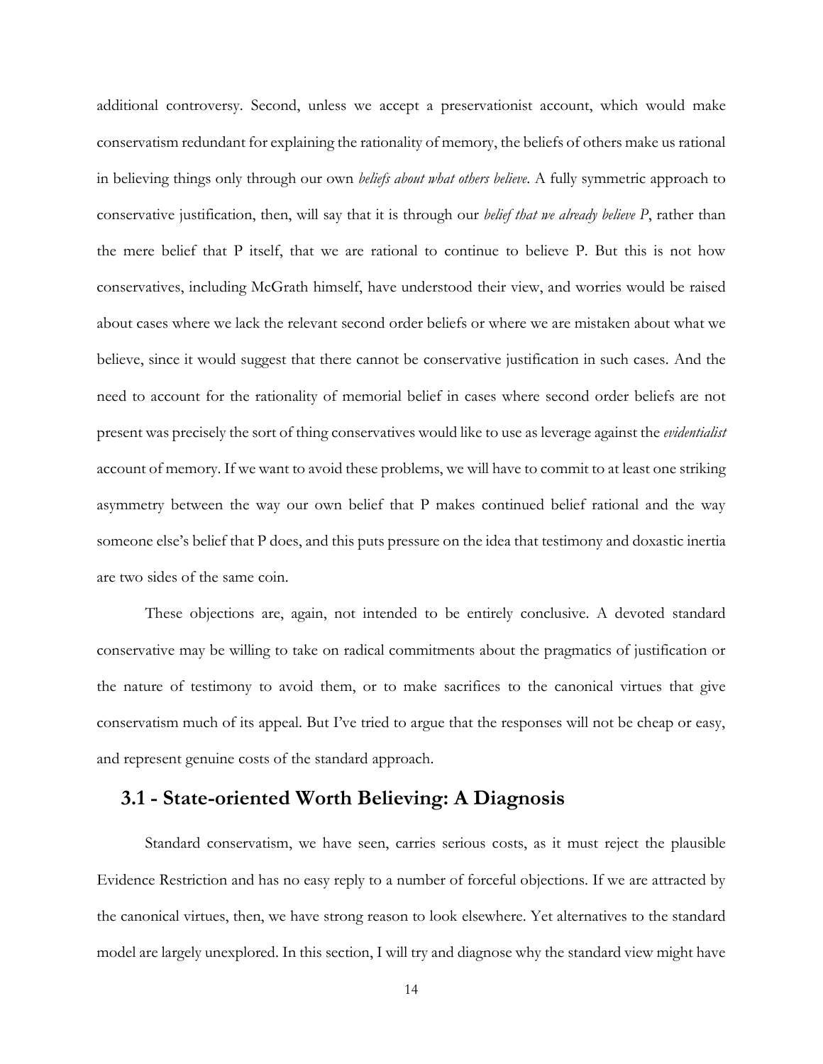additional controversy. Second, unless we accept a preservationist account, which would make conservatism redundant for explaining the rationality of memory, the beliefs of others make us rational in believing things only through our own *beliefs about what others believe*. A fully symmetric approach to conservative justification, then, will say that it is through our *belief that we already believe P*, rather than the mere belief that P itself, that we are rational to continue to believe P. But this is not how conservatives, including McGrath himself, have understood their view, and worries would be raised about cases where we lack the relevant second order beliefs or where we are mistaken about what we believe, since it would suggest that there cannot be conservative justification in such cases. And the need to account for the rationality of memorial belief in cases where second order beliefs are not present was precisely the sort of thing conservatives would like to use as leverage against the *evidentialist* account of memory. If we want to avoid these problems, we will have to commit to at least one striking asymmetry between the way our own belief that P makes continued belief rational and the way someone else's belief that P does, and this puts pressure on the idea that testimony and doxastic inertia are two sides of the same coin.

These objections are, again, not intended to be entirely conclusive. A devoted standard conservative may be willing to take on radical commitments about the pragmatics of justification or the nature of testimony to avoid them, or to make sacrifices to the canonical virtues that give conservatism much of its appeal. But I've tried to argue that the responses will not be cheap or easy, and represent genuine costs of the standard approach.

## 3.1 - State-oriented Worth Believing: A Diagnosis

Standard conservatism, we have seen, carries serious costs, as it must reject the plausible Evidence Restriction and has no easy reply to a number of forceful objections. If we are attracted by the canonical virtues, then, we have strong reason to look elsewhere. Yet alternatives to the standard model are largely unexplored. In this section, I will try and diagnose why the standard view might have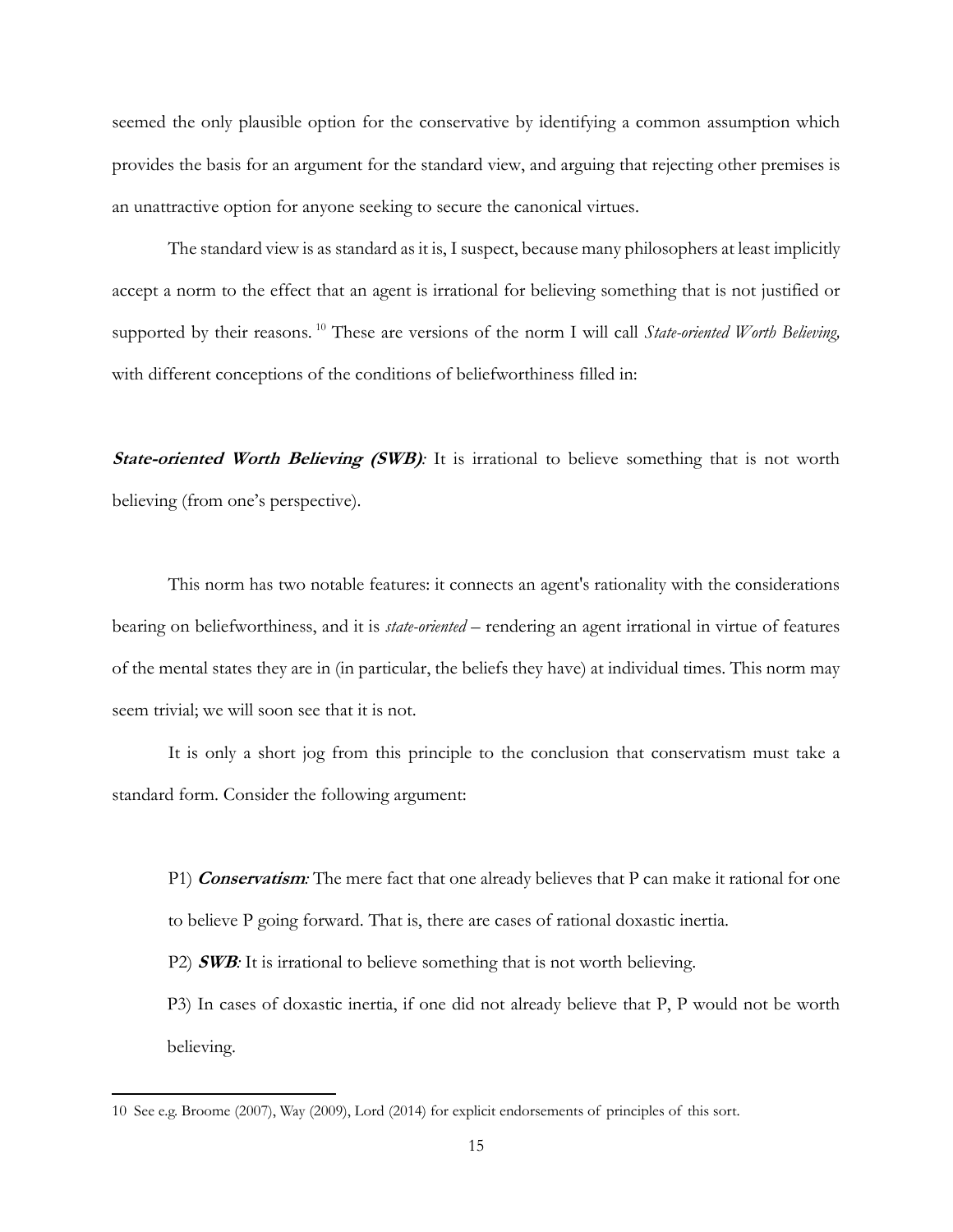seemed the only plausible option for the conservative by identifying a common assumption which provides the basis for an argument for the standard view, and arguing that rejecting other premises is an unattractive option for anyone seeking to secure the canonical virtues.

The standard view is as standard as it is, I suspect, because many philosophers at least implicitly accept a norm to the effect that an agent is irrational for believing something that is not justified or supported by their reasons.[10] These are versions of the norm I will call *State-oriented Worth Believing,* with different conceptions of the conditions of beliefworthiness filled in:

***State-oriented Worth Believing (SWB)**:* It is irrational to believe something that is not worth believing (from one's perspective).

This norm has two notable features: it connects an agent's rationality with the considerations bearing on beliefworthiness, and it is *state-oriented* – rendering an agent irrational in virtue of features of the mental states they are in (in particular, the beliefs they have) at individual times. This norm may seem trivial; we will soon see that it is not.

It is only a short jog from this principle to the conclusion that conservatism must take a standard form. Consider the following argument:

> P1) ***Conservatism**:* The mere fact that one already believes that P can make it rational for one to believe P going forward. That is, there are cases of rational doxastic inertia.
>
> P2) ***SWB**:* It is irrational to believe something that is not worth believing.
>
> P3) In cases of doxastic inertia, if one did not already believe that P, P would not be worth believing.

10 See e.g. Broome (2007), Way (2009), Lord (2014) for explicit endorsements of principles of this sort.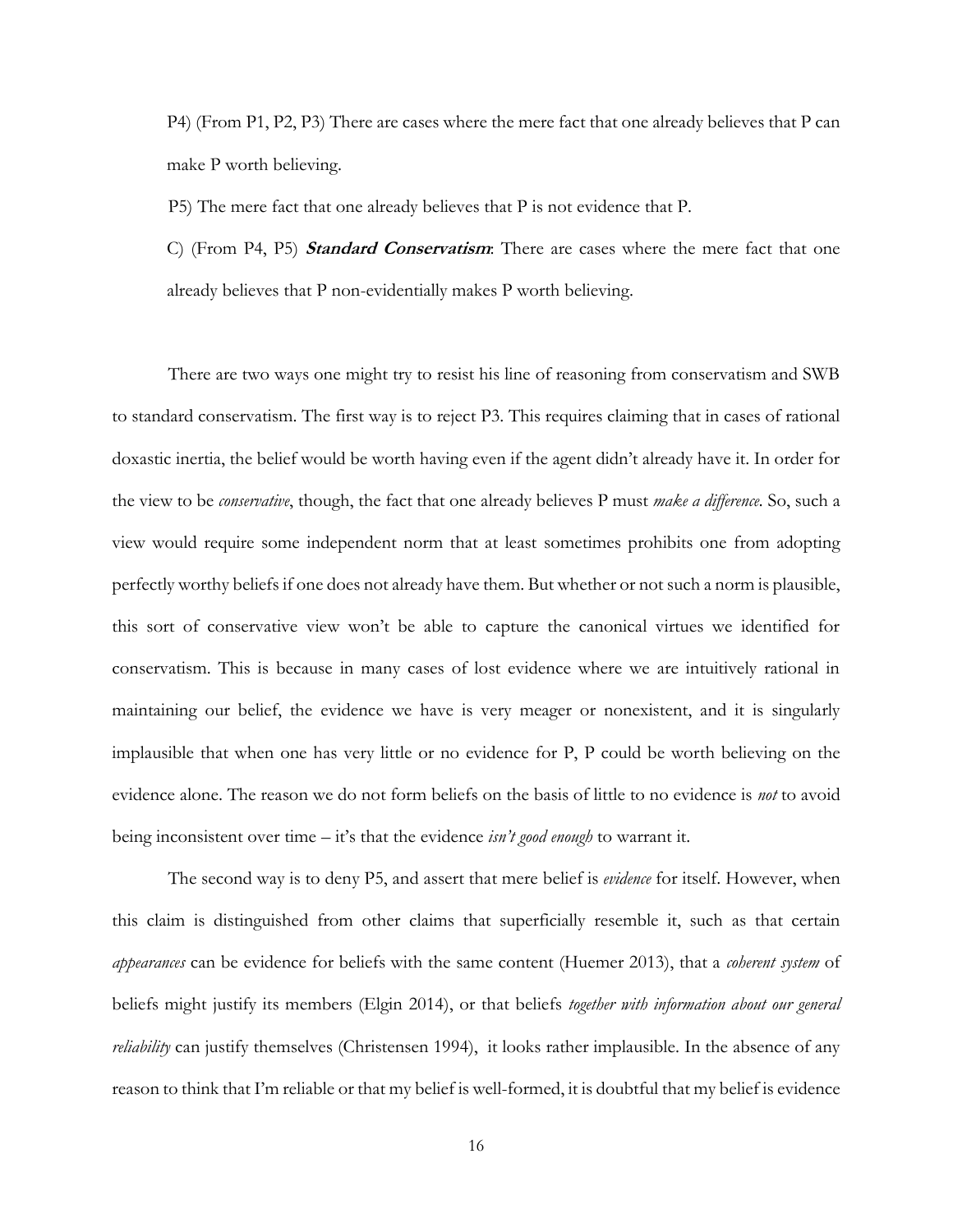P4) (From P1, P2, P3) There are cases where the mere fact that one already believes that P can make P worth believing.

P5) The mere fact that one already believes that P is not evidence that P.

C) (From P4, P5) ***Standard Conservatism***: There are cases where the mere fact that one already believes that P non-evidentially makes P worth believing.

There are two ways one might try to resist his line of reasoning from conservatism and SWB to standard conservatism. The first way is to reject P3. This requires claiming that in cases of rational doxastic inertia, the belief would be worth having even if the agent didn't already have it. In order for the view to be *conservative*, though, the fact that one already believes P must *make a difference*. So, such a view would require some independent norm that at least sometimes prohibits one from adopting perfectly worthy beliefs if one does not already have them. But whether or not such a norm is plausible, this sort of conservative view won't be able to capture the canonical virtues we identified for conservatism. This is because in many cases of lost evidence where we are intuitively rational in maintaining our belief, the evidence we have is very meager or nonexistent, and it is singularly implausible that when one has very little or no evidence for P, P could be worth believing on the evidence alone. The reason we do not form beliefs on the basis of little to no evidence is *not* to avoid being inconsistent over time – it's that the evidence *isn't good enough* to warrant it.

The second way is to deny P5, and assert that mere belief is *evidence* for itself. However, when this claim is distinguished from other claims that superficially resemble it, such as that certain *appearances* can be evidence for beliefs with the same content (Huemer 2013), that a *coherent system* of beliefs might justify its members (Elgin 2014), or that beliefs *together with information about our general reliability* can justify themselves (Christensen 1994), it looks rather implausible. In the absence of any reason to think that I'm reliable or that my belief is well-formed, it is doubtful that my belief is evidence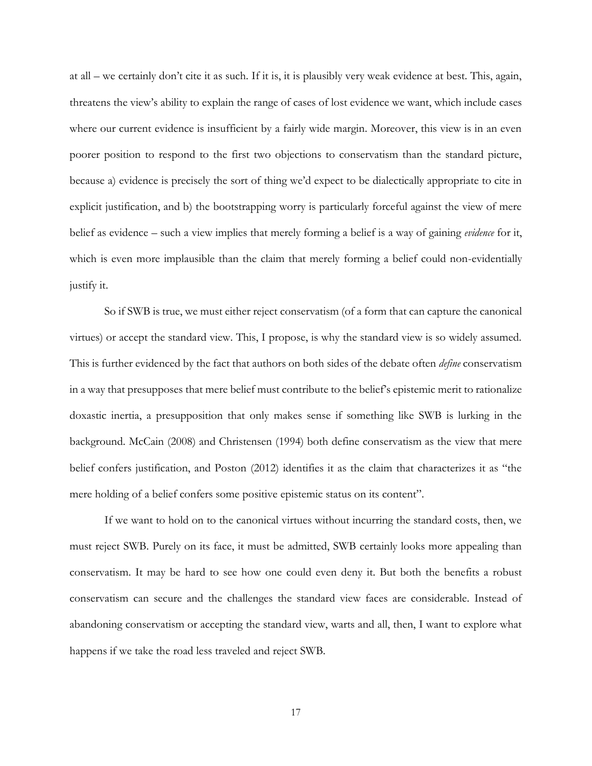at all – we certainly don't cite it as such. If it is, it is plausibly very weak evidence at best. This, again, threatens the view's ability to explain the range of cases of lost evidence we want, which include cases where our current evidence is insufficient by a fairly wide margin. Moreover, this view is in an even poorer position to respond to the first two objections to conservatism than the standard picture, because a) evidence is precisely the sort of thing we'd expect to be dialectically appropriate to cite in explicit justification, and b) the bootstrapping worry is particularly forceful against the view of mere belief as evidence – such a view implies that merely forming a belief is a way of gaining *evidence* for it, which is even more implausible than the claim that merely forming a belief could non-evidentially justify it.

So if SWB is true, we must either reject conservatism (of a form that can capture the canonical virtues) or accept the standard view. This, I propose, is why the standard view is so widely assumed. This is further evidenced by the fact that authors on both sides of the debate often *define* conservatism in a way that presupposes that mere belief must contribute to the belief's epistemic merit to rationalize doxastic inertia, a presupposition that only makes sense if something like SWB is lurking in the background. McCain (2008) and Christensen (1994) both define conservatism as the view that mere belief confers justification, and Poston (2012) identifies it as the claim that characterizes it as "the mere holding of a belief confers some positive epistemic status on its content".

If we want to hold on to the canonical virtues without incurring the standard costs, then, we must reject SWB. Purely on its face, it must be admitted, SWB certainly looks more appealing than conservatism. It may be hard to see how one could even deny it. But both the benefits a robust conservatism can secure and the challenges the standard view faces are considerable. Instead of abandoning conservatism or accepting the standard view, warts and all, then, I want to explore what happens if we take the road less traveled and reject SWB.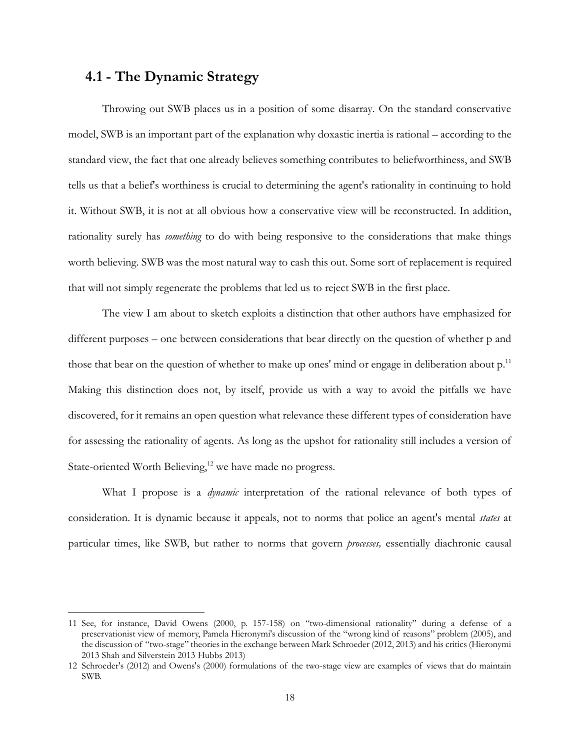## 4.1 - The Dynamic Strategy

Throwing out SWB places us in a position of some disarray. On the standard conservative model, SWB is an important part of the explanation why doxastic inertia is rational – according to the standard view, the fact that one already believes something contributes to beliefworthiness, and SWB tells us that a belief's worthiness is crucial to determining the agent's rationality in continuing to hold it. Without SWB, it is not at all obvious how a conservative view will be reconstructed. In addition, rationality surely has *something* to do with being responsive to the considerations that make things worth believing. SWB was the most natural way to cash this out. Some sort of replacement is required that will not simply regenerate the problems that led us to reject SWB in the first place.

The view I am about to sketch exploits a distinction that other authors have emphasized for different purposes – one between considerations that bear directly on the question of whether p and those that bear on the question of whether to make up ones' mind or engage in deliberation about p.[11] Making this distinction does not, by itself, provide us with a way to avoid the pitfalls we have discovered, for it remains an open question what relevance these different types of consideration have for assessing the rationality of agents. As long as the upshot for rationality still includes a version of State-oriented Worth Believing,[12] we have made no progress.

What I propose is a *dynamic* interpretation of the rational relevance of both types of consideration. It is dynamic because it appeals, not to norms that police an agent's mental *states* at particular times, like SWB, but rather to norms that govern *processes,* essentially diachronic causal

---

11 See, for instance, David Owens (2000, p. 157-158) on "two-dimensional rationality" during a defense of a preservationist view of memory, Pamela Hieronymi's discussion of the "wrong kind of reasons" problem (2005), and the discussion of "two-stage" theories in the exchange between Mark Schroeder (2012, 2013) and his critics (Hieronymi 2013 Shah and Silverstein 2013 Hubbs 2013)

12 Schroeder's (2012) and Owens's (2000) formulations of the two-stage view are examples of views that do maintain SWB.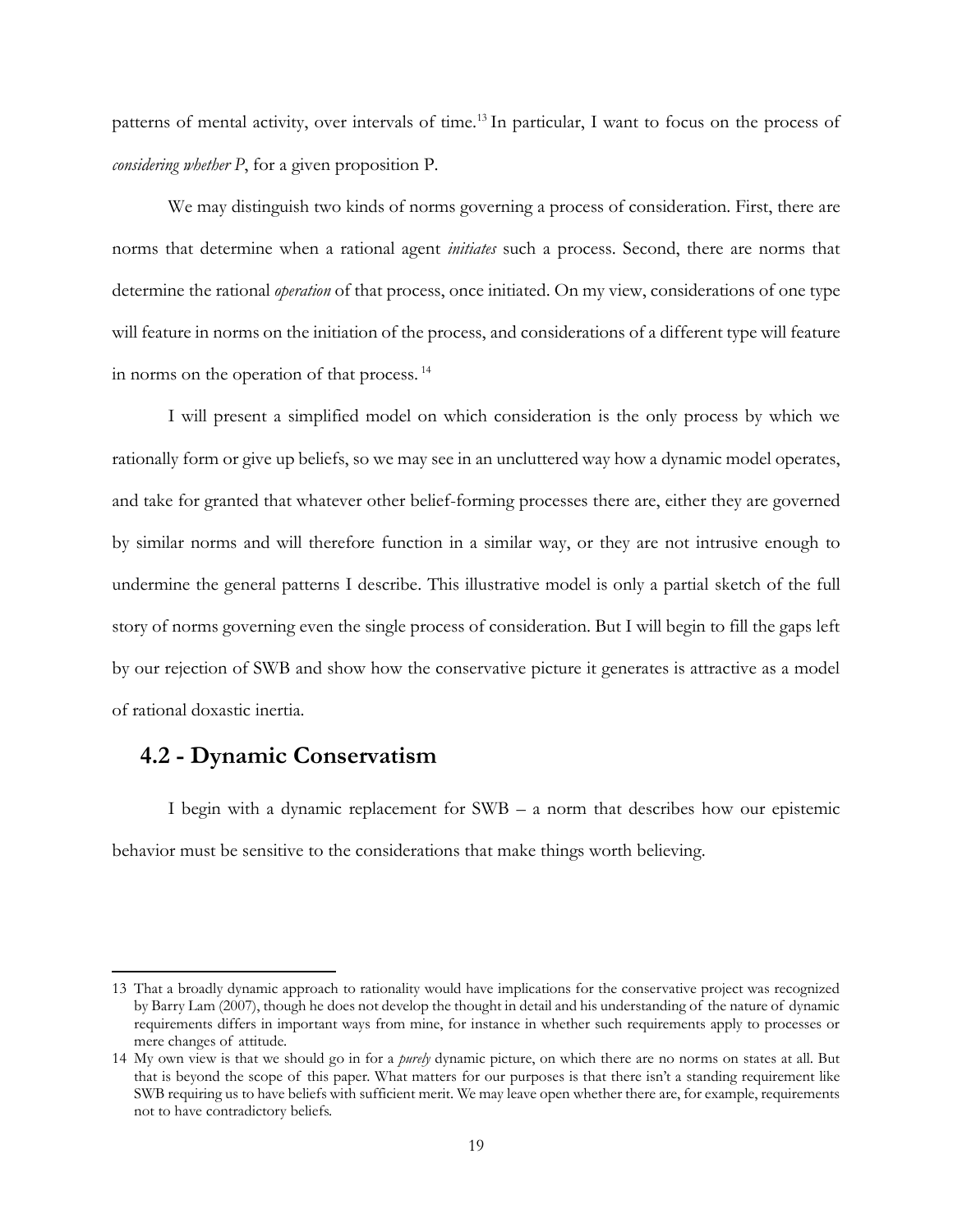patterns of mental activity, over intervals of time.[13] In particular, I want to focus on the process of *considering whether P*, for a given proposition P.

We may distinguish two kinds of norms governing a process of consideration. First, there are norms that determine when a rational agent *initiates* such a process. Second, there are norms that determine the rational *operation* of that process, once initiated. On my view, considerations of one type will feature in norms on the initiation of the process, and considerations of a different type will feature in norms on the operation of that process.[14]

I will present a simplified model on which consideration is the only process by which we rationally form or give up beliefs, so we may see in an uncluttered way how a dynamic model operates, and take for granted that whatever other belief-forming processes there are, either they are governed by similar norms and will therefore function in a similar way, or they are not intrusive enough to undermine the general patterns I describe. This illustrative model is only a partial sketch of the full story of norms governing even the single process of consideration. But I will begin to fill the gaps left by our rejection of SWB and show how the conservative picture it generates is attractive as a model of rational doxastic inertia.

## 4.2 - Dynamic Conservatism

I begin with a dynamic replacement for SWB – a norm that describes how our epistemic behavior must be sensitive to the considerations that make things worth believing.

---

13 That a broadly dynamic approach to rationality would have implications for the conservative project was recognized by Barry Lam (2007), though he does not develop the thought in detail and his understanding of the nature of dynamic requirements differs in important ways from mine, for instance in whether such requirements apply to processes or mere changes of attitude.

14 My own view is that we should go in for a *purely* dynamic picture, on which there are no norms on states at all. But that is beyond the scope of this paper. What matters for our purposes is that there isn't a standing requirement like SWB requiring us to have beliefs with sufficient merit. We may leave open whether there are, for example, requirements not to have contradictory beliefs.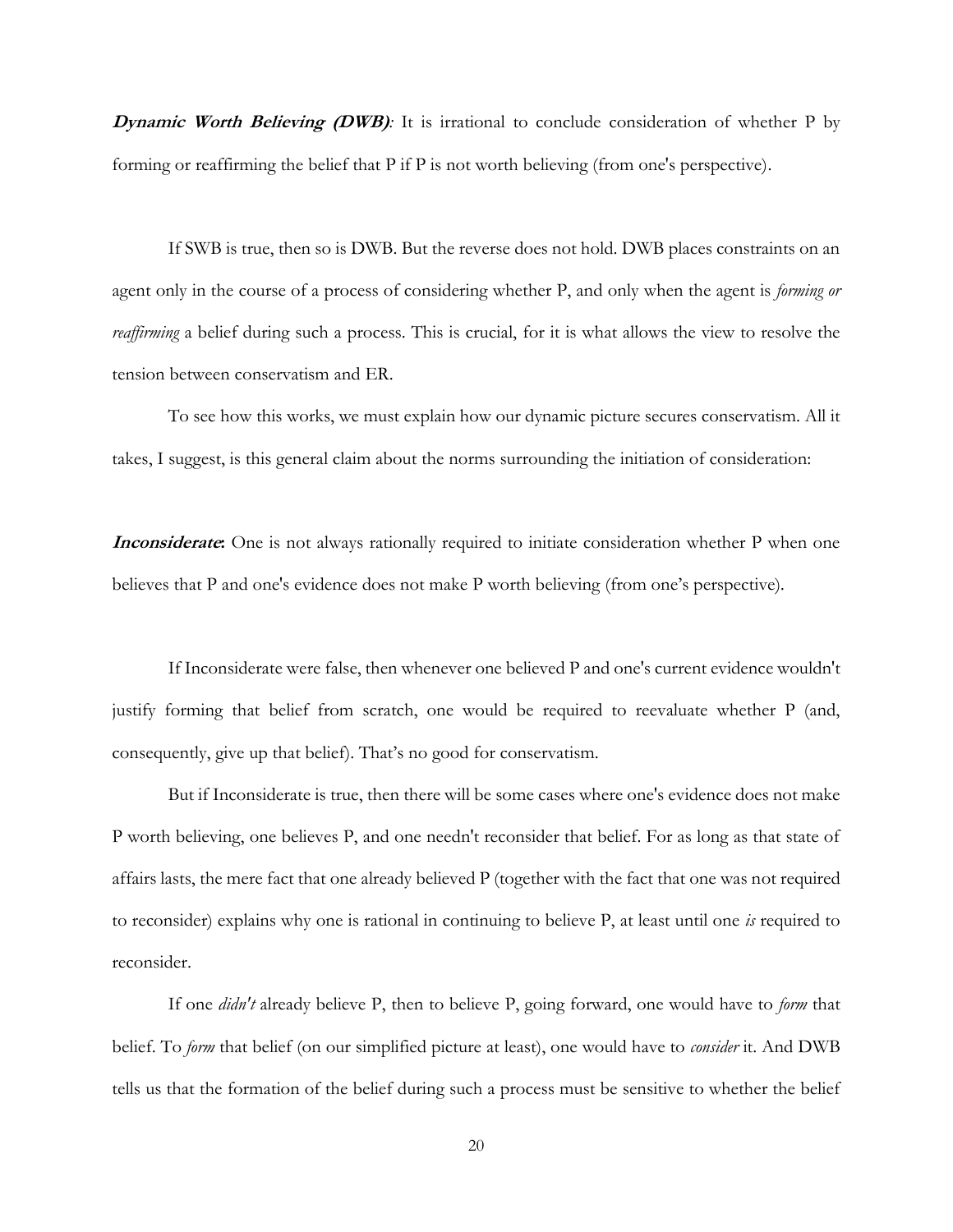***Dynamic Worth Believing (DWB)****:* It is irrational to conclude consideration of whether P by forming or reaffirming the belief that P if P is not worth believing (from one's perspective).

If SWB is true, then so is DWB. But the reverse does not hold. DWB places constraints on an agent only in the course of a process of considering whether P, and only when the agent is *forming or reaffirming* a belief during such a process. This is crucial, for it is what allows the view to resolve the tension between conservatism and ER.

To see how this works, we must explain how our dynamic picture secures conservatism. All it takes, I suggest, is this general claim about the norms surrounding the initiation of consideration:

***Inconsiderate*****:** One is not always rationally required to initiate consideration whether P when one believes that P and one's evidence does not make P worth believing (from one's perspective).

If Inconsiderate were false, then whenever one believed P and one's current evidence wouldn't justify forming that belief from scratch, one would be required to reevaluate whether P (and, consequently, give up that belief). That's no good for conservatism.

But if Inconsiderate is true, then there will be some cases where one's evidence does not make P worth believing, one believes P, and one needn't reconsider that belief. For as long as that state of affairs lasts, the mere fact that one already believed P (together with the fact that one was not required to reconsider) explains why one is rational in continuing to believe P, at least until one *is* required to reconsider.

If one *didn't* already believe P, then to believe P, going forward, one would have to *form* that belief. To *form* that belief (on our simplified picture at least), one would have to *consider* it. And DWB tells us that the formation of the belief during such a process must be sensitive to whether the belief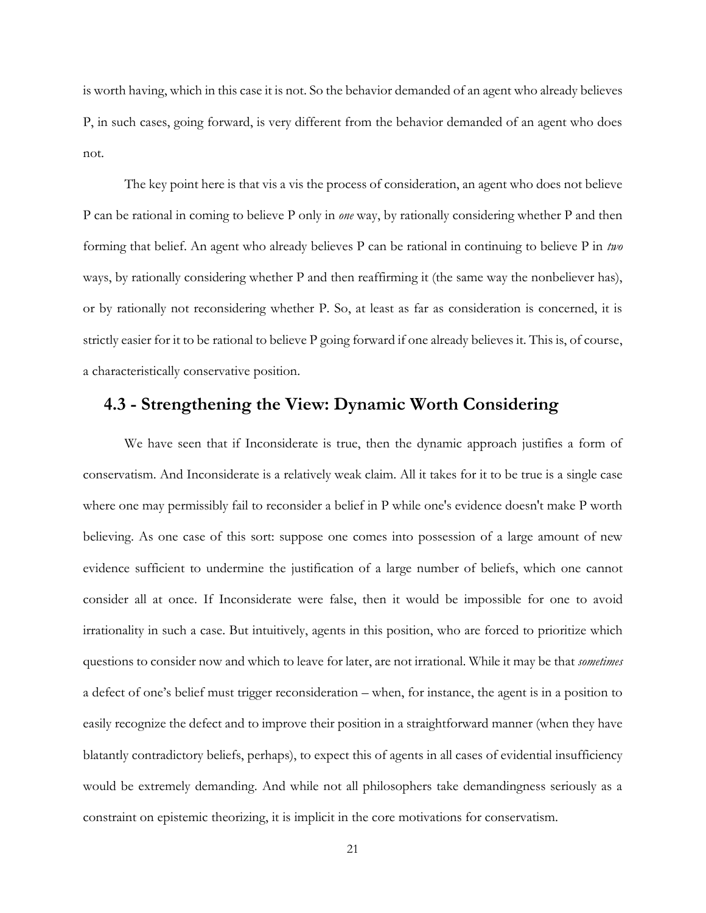is worth having, which in this case it is not. So the behavior demanded of an agent who already believes P, in such cases, going forward, is very different from the behavior demanded of an agent who does not.

The key point here is that vis a vis the process of consideration, an agent who does not believe P can be rational in coming to believe P only in *one* way, by rationally considering whether P and then forming that belief. An agent who already believes P can be rational in continuing to believe P in *two* ways, by rationally considering whether P and then reaffirming it (the same way the nonbeliever has), or by rationally not reconsidering whether P. So, at least as far as consideration is concerned, it is strictly easier for it to be rational to believe P going forward if one already believes it. This is, of course, a characteristically conservative position.

## 4.3 - Strengthening the View: Dynamic Worth Considering

We have seen that if Inconsiderate is true, then the dynamic approach justifies a form of conservatism. And Inconsiderate is a relatively weak claim. All it takes for it to be true is a single case where one may permissibly fail to reconsider a belief in P while one's evidence doesn't make P worth believing. As one case of this sort: suppose one comes into possession of a large amount of new evidence sufficient to undermine the justification of a large number of beliefs, which one cannot consider all at once. If Inconsiderate were false, then it would be impossible for one to avoid irrationality in such a case. But intuitively, agents in this position, who are forced to prioritize which questions to consider now and which to leave for later, are not irrational. While it may be that *sometimes* a defect of one's belief must trigger reconsideration – when, for instance, the agent is in a position to easily recognize the defect and to improve their position in a straightforward manner (when they have blatantly contradictory beliefs, perhaps), to expect this of agents in all cases of evidential insufficiency would be extremely demanding. And while not all philosophers take demandingness seriously as a constraint on epistemic theorizing, it is implicit in the core motivations for conservatism.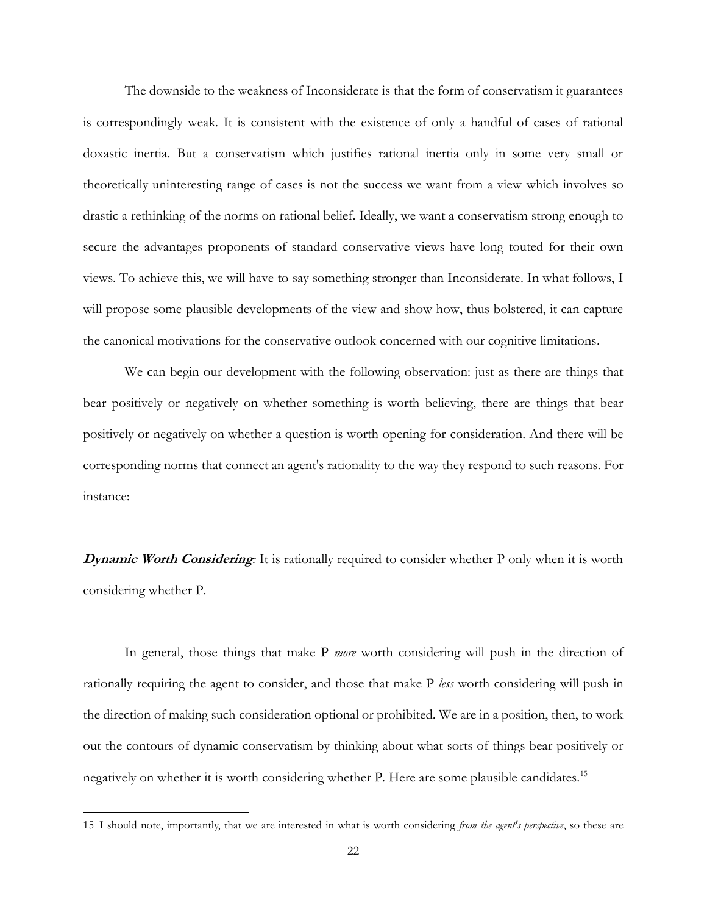The downside to the weakness of Inconsiderate is that the form of conservatism it guarantees is correspondingly weak. It is consistent with the existence of only a handful of cases of rational doxastic inertia. But a conservatism which justifies rational inertia only in some very small or theoretically uninteresting range of cases is not the success we want from a view which involves so drastic a rethinking of the norms on rational belief. Ideally, we want a conservatism strong enough to secure the advantages proponents of standard conservative views have long touted for their own views. To achieve this, we will have to say something stronger than Inconsiderate. In what follows, I will propose some plausible developments of the view and show how, thus bolstered, it can capture the canonical motivations for the conservative outlook concerned with our cognitive limitations.

We can begin our development with the following observation: just as there are things that bear positively or negatively on whether something is worth believing, there are things that bear positively or negatively on whether a question is worth opening for consideration. And there will be corresponding norms that connect an agent's rationality to the way they respond to such reasons. For instance:

***Dynamic Worth Considering*:** It is rationally required to consider whether P only when it is worth considering whether P.

In general, those things that make P *more* worth considering will push in the direction of rationally requiring the agent to consider, and those that make P *less* worth considering will push in the direction of making such consideration optional or prohibited. We are in a position, then, to work out the contours of dynamic conservatism by thinking about what sorts of things bear positively or negatively on whether it is worth considering whether P. Here are some plausible candidates.[15]

15 I should note, importantly, that we are interested in what is worth considering *from the agent's perspective*, so these are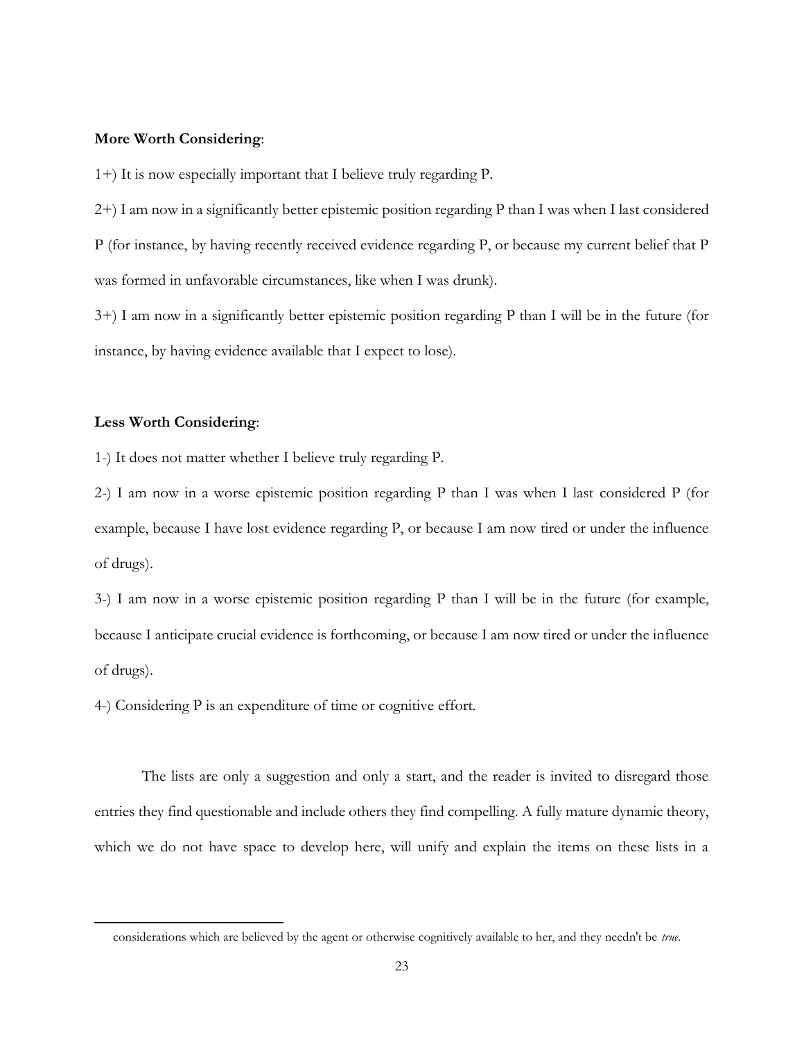**More Worth Considering**:

1+) It is now especially important that I believe truly regarding P.

2+) I am now in a significantly better epistemic position regarding P than I was when I last considered P (for instance, by having recently received evidence regarding P, or because my current belief that P was formed in unfavorable circumstances, like when I was drunk).

3+) I am now in a significantly better epistemic position regarding P than I will be in the future (for instance, by having evidence available that I expect to lose).

**Less Worth Considering**:

1-) It does not matter whether I believe truly regarding P.

2-) I am now in a worse epistemic position regarding P than I was when I last considered P (for example, because I have lost evidence regarding P, or because I am now tired or under the influence of drugs).

3-) I am now in a worse epistemic position regarding P than I will be in the future (for example, because I anticipate crucial evidence is forthcoming, or because I am now tired or under the influence of drugs).

4-) Considering P is an expenditure of time or cognitive effort.

The lists are only a suggestion and only a start, and the reader is invited to disregard those entries they find questionable and include others they find compelling. A fully mature dynamic theory, which we do not have space to develop here, will unify and explain the items on these lists in a

considerations which are believed by the agent or otherwise cognitively available to her, and they needn't be *true*.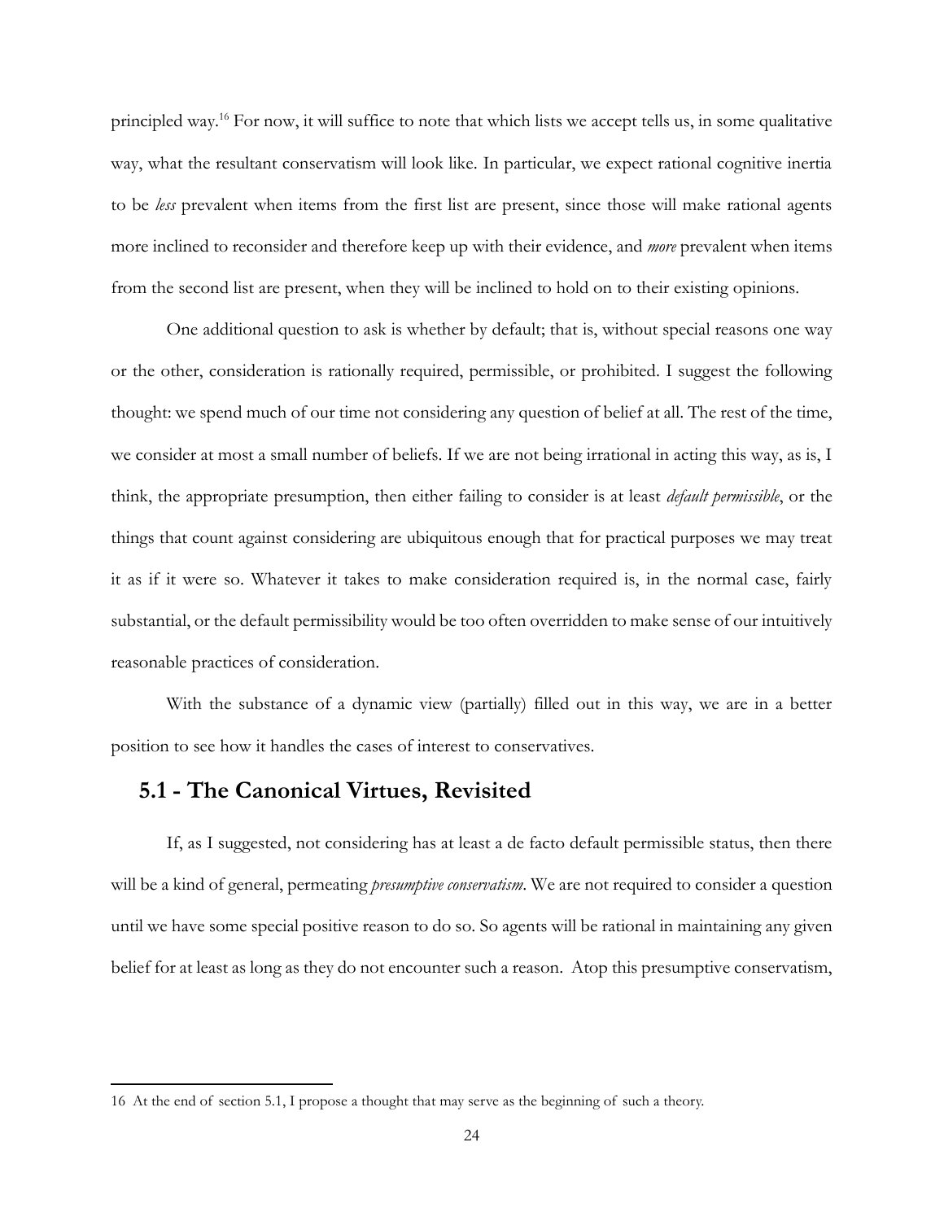principled way.[16] For now, it will suffice to note that which lists we accept tells us, in some qualitative way, what the resultant conservatism will look like. In particular, we expect rational cognitive inertia to be *less* prevalent when items from the first list are present, since those will make rational agents more inclined to reconsider and therefore keep up with their evidence, and *more* prevalent when items from the second list are present, when they will be inclined to hold on to their existing opinions.

One additional question to ask is whether by default; that is, without special reasons one way or the other, consideration is rationally required, permissible, or prohibited. I suggest the following thought: we spend much of our time not considering any question of belief at all. The rest of the time, we consider at most a small number of beliefs. If we are not being irrational in acting this way, as is, I think, the appropriate presumption, then either failing to consider is at least *default permissible*, or the things that count against considering are ubiquitous enough that for practical purposes we may treat it as if it were so. Whatever it takes to make consideration required is, in the normal case, fairly substantial, or the default permissibility would be too often overridden to make sense of our intuitively reasonable practices of consideration.

With the substance of a dynamic view (partially) filled out in this way, we are in a better position to see how it handles the cases of interest to conservatives.

## 5.1 - The Canonical Virtues, Revisited

If, as I suggested, not considering has at least a de facto default permissible status, then there will be a kind of general, permeating *presumptive conservatism*. We are not required to consider a question until we have some special positive reason to do so. So agents will be rational in maintaining any given belief for at least as long as they do not encounter such a reason. Atop this presumptive conservatism,

---

16 At the end of section 5.1, I propose a thought that may serve as the beginning of such a theory.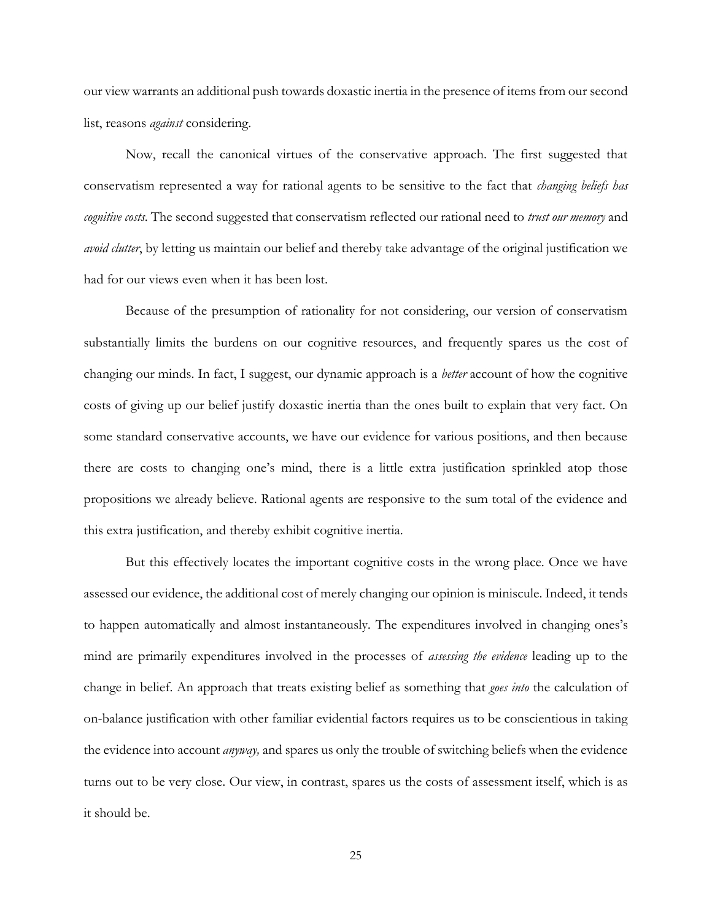our view warrants an additional push towards doxastic inertia in the presence of items from our second list, reasons *against* considering.

Now, recall the canonical virtues of the conservative approach. The first suggested that conservatism represented a way for rational agents to be sensitive to the fact that *changing beliefs has cognitive costs*. The second suggested that conservatism reflected our rational need to *trust our memory* and *avoid clutter*, by letting us maintain our belief and thereby take advantage of the original justification we had for our views even when it has been lost.

Because of the presumption of rationality for not considering, our version of conservatism substantially limits the burdens on our cognitive resources, and frequently spares us the cost of changing our minds. In fact, I suggest, our dynamic approach is a *better* account of how the cognitive costs of giving up our belief justify doxastic inertia than the ones built to explain that very fact. On some standard conservative accounts, we have our evidence for various positions, and then because there are costs to changing one's mind, there is a little extra justification sprinkled atop those propositions we already believe. Rational agents are responsive to the sum total of the evidence and this extra justification, and thereby exhibit cognitive inertia.

But this effectively locates the important cognitive costs in the wrong place. Once we have assessed our evidence, the additional cost of merely changing our opinion is miniscule. Indeed, it tends to happen automatically and almost instantaneously. The expenditures involved in changing ones's mind are primarily expenditures involved in the processes of *assessing the evidence* leading up to the change in belief. An approach that treats existing belief as something that *goes into* the calculation of on-balance justification with other familiar evidential factors requires us to be conscientious in taking the evidence into account *anyway,* and spares us only the trouble of switching beliefs when the evidence turns out to be very close. Our view, in contrast, spares us the costs of assessment itself, which is as it should be.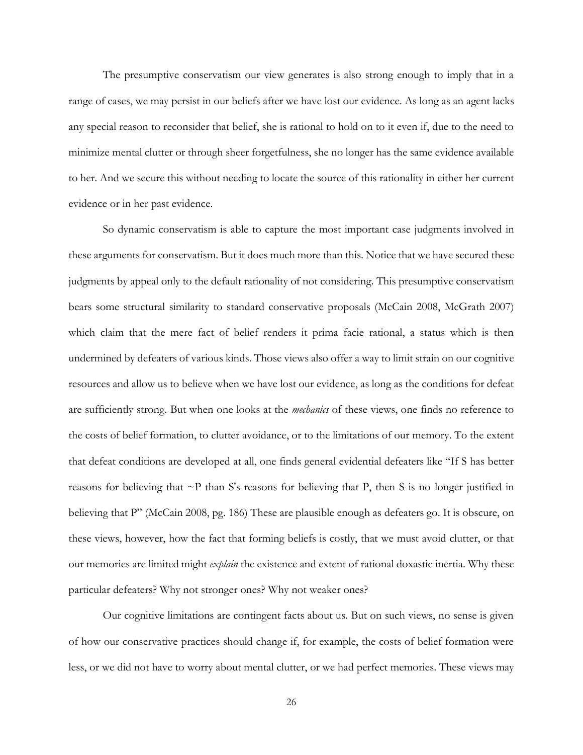The presumptive conservatism our view generates is also strong enough to imply that in a range of cases, we may persist in our beliefs after we have lost our evidence. As long as an agent lacks any special reason to reconsider that belief, she is rational to hold on to it even if, due to the need to minimize mental clutter or through sheer forgetfulness, she no longer has the same evidence available to her. And we secure this without needing to locate the source of this rationality in either her current evidence or in her past evidence.

So dynamic conservatism is able to capture the most important case judgments involved in these arguments for conservatism. But it does much more than this. Notice that we have secured these judgments by appeal only to the default rationality of not considering. This presumptive conservatism bears some structural similarity to standard conservative proposals (McCain 2008, McGrath 2007) which claim that the mere fact of belief renders it prima facie rational, a status which is then undermined by defeaters of various kinds. Those views also offer a way to limit strain on our cognitive resources and allow us to believe when we have lost our evidence, as long as the conditions for defeat are sufficiently strong. But when one looks at the *mechanics* of these views, one finds no reference to the costs of belief formation, to clutter avoidance, or to the limitations of our memory. To the extent that defeat conditions are developed at all, one finds general evidential defeaters like "If S has better reasons for believing that ~P than S's reasons for believing that P, then S is no longer justified in believing that P" (McCain 2008, pg. 186) These are plausible enough as defeaters go. It is obscure, on these views, however, how the fact that forming beliefs is costly, that we must avoid clutter, or that our memories are limited might *explain* the existence and extent of rational doxastic inertia. Why these particular defeaters? Why not stronger ones? Why not weaker ones?

Our cognitive limitations are contingent facts about us. But on such views, no sense is given of how our conservative practices should change if, for example, the costs of belief formation were less, or we did not have to worry about mental clutter, or we had perfect memories. These views may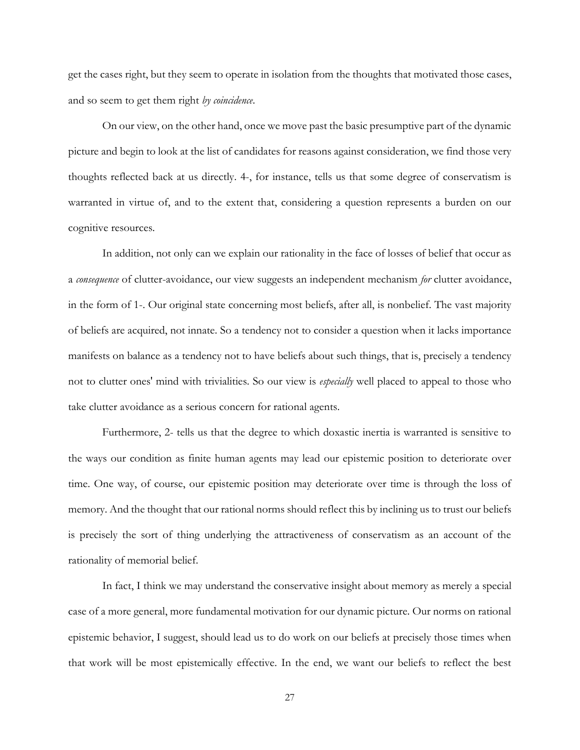get the cases right, but they seem to operate in isolation from the thoughts that motivated those cases, and so seem to get them right *by coincidence*.

On our view, on the other hand, once we move past the basic presumptive part of the dynamic picture and begin to look at the list of candidates for reasons against consideration, we find those very thoughts reflected back at us directly. 4-, for instance, tells us that some degree of conservatism is warranted in virtue of, and to the extent that, considering a question represents a burden on our cognitive resources.

In addition, not only can we explain our rationality in the face of losses of belief that occur as a *consequence* of clutter-avoidance, our view suggests an independent mechanism *for* clutter avoidance, in the form of 1-. Our original state concerning most beliefs, after all, is nonbelief. The vast majority of beliefs are acquired, not innate. So a tendency not to consider a question when it lacks importance manifests on balance as a tendency not to have beliefs about such things, that is, precisely a tendency not to clutter ones' mind with trivialities. So our view is *especially* well placed to appeal to those who take clutter avoidance as a serious concern for rational agents.

Furthermore, 2- tells us that the degree to which doxastic inertia is warranted is sensitive to the ways our condition as finite human agents may lead our epistemic position to deteriorate over time. One way, of course, our epistemic position may deteriorate over time is through the loss of memory. And the thought that our rational norms should reflect this by inclining us to trust our beliefs is precisely the sort of thing underlying the attractiveness of conservatism as an account of the rationality of memorial belief.

In fact, I think we may understand the conservative insight about memory as merely a special case of a more general, more fundamental motivation for our dynamic picture. Our norms on rational epistemic behavior, I suggest, should lead us to do work on our beliefs at precisely those times when that work will be most epistemically effective. In the end, we want our beliefs to reflect the best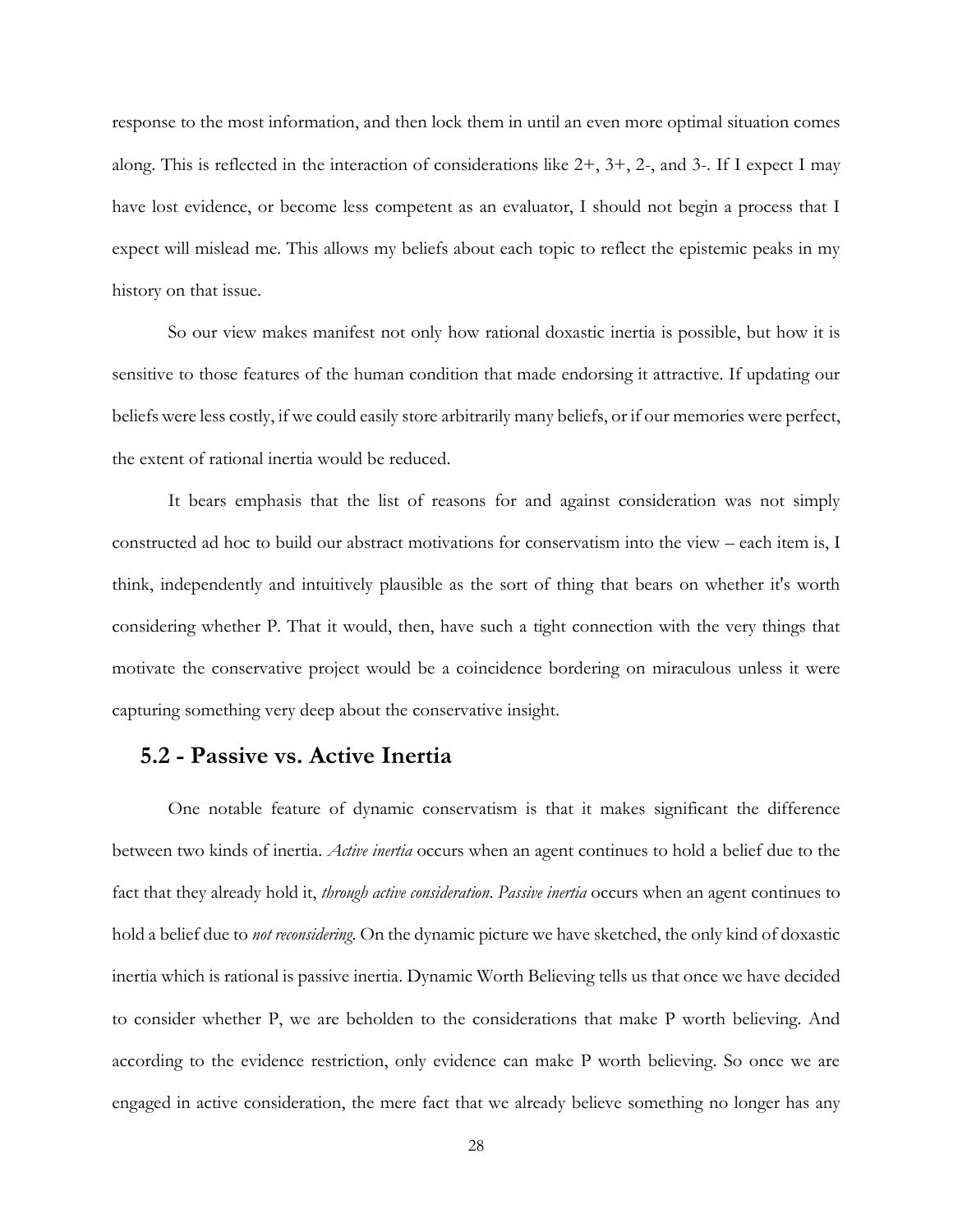response to the most information, and then lock them in until an even more optimal situation comes along. This is reflected in the interaction of considerations like 2+, 3+, 2-, and 3-. If I expect I may have lost evidence, or become less competent as an evaluator, I should not begin a process that I expect will mislead me. This allows my beliefs about each topic to reflect the epistemic peaks in my history on that issue.

So our view makes manifest not only how rational doxastic inertia is possible, but how it is sensitive to those features of the human condition that made endorsing it attractive. If updating our beliefs were less costly, if we could easily store arbitrarily many beliefs, or if our memories were perfect, the extent of rational inertia would be reduced.

It bears emphasis that the list of reasons for and against consideration was not simply constructed ad hoc to build our abstract motivations for conservatism into the view – each item is, I think, independently and intuitively plausible as the sort of thing that bears on whether it's worth considering whether P. That it would, then, have such a tight connection with the very things that motivate the conservative project would be a coincidence bordering on miraculous unless it were capturing something very deep about the conservative insight.

## 5.2 - Passive vs. Active Inertia

One notable feature of dynamic conservatism is that it makes significant the difference between two kinds of inertia. *Active inertia* occurs when an agent continues to hold a belief due to the fact that they already hold it, *through active consideration*. *Passive inertia* occurs when an agent continues to hold a belief due to *not reconsidering*. On the dynamic picture we have sketched, the only kind of doxastic inertia which is rational is passive inertia. Dynamic Worth Believing tells us that once we have decided to consider whether P, we are beholden to the considerations that make P worth believing. And according to the evidence restriction, only evidence can make P worth believing. So once we are engaged in active consideration, the mere fact that we already believe something no longer has any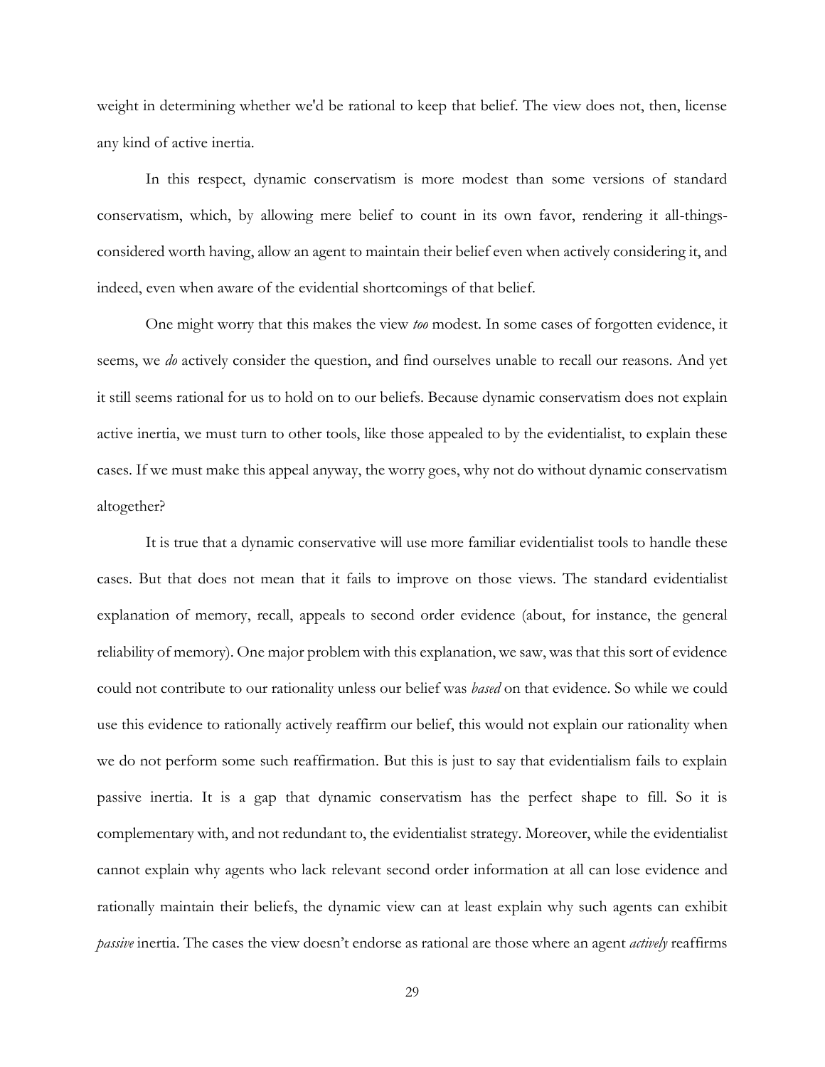weight in determining whether we'd be rational to keep that belief. The view does not, then, license any kind of active inertia.

In this respect, dynamic conservatism is more modest than some versions of standard conservatism, which, by allowing mere belief to count in its own favor, rendering it all-things-considered worth having, allow an agent to maintain their belief even when actively considering it, and indeed, even when aware of the evidential shortcomings of that belief.

One might worry that this makes the view *too* modest. In some cases of forgotten evidence, it seems, we *do* actively consider the question, and find ourselves unable to recall our reasons. And yet it still seems rational for us to hold on to our beliefs. Because dynamic conservatism does not explain active inertia, we must turn to other tools, like those appealed to by the evidentialist, to explain these cases. If we must make this appeal anyway, the worry goes, why not do without dynamic conservatism altogether?

It is true that a dynamic conservative will use more familiar evidentialist tools to handle these cases. But that does not mean that it fails to improve on those views. The standard evidentialist explanation of memory, recall, appeals to second order evidence (about, for instance, the general reliability of memory). One major problem with this explanation, we saw, was that this sort of evidence could not contribute to our rationality unless our belief was *based* on that evidence. So while we could use this evidence to rationally actively reaffirm our belief, this would not explain our rationality when we do not perform some such reaffirmation. But this is just to say that evidentialism fails to explain passive inertia. It is a gap that dynamic conservatism has the perfect shape to fill. So it is complementary with, and not redundant to, the evidentialist strategy. Moreover, while the evidentialist cannot explain why agents who lack relevant second order information at all can lose evidence and rationally maintain their beliefs, the dynamic view can at least explain why such agents can exhibit *passive* inertia. The cases the view doesn't endorse as rational are those where an agent *actively* reaffirms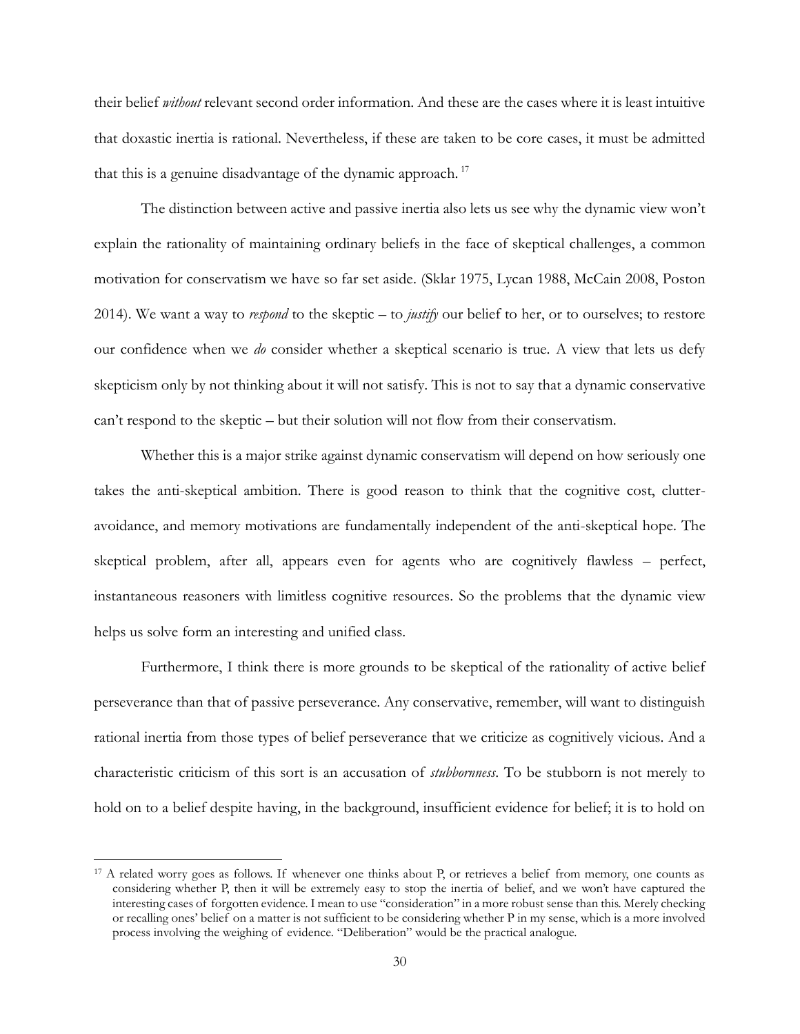their belief *without* relevant second order information. And these are the cases where it is least intuitive that doxastic inertia is rational. Nevertheless, if these are taken to be core cases, it must be admitted that this is a genuine disadvantage of the dynamic approach.[17]

The distinction between active and passive inertia also lets us see why the dynamic view won't explain the rationality of maintaining ordinary beliefs in the face of skeptical challenges, a common motivation for conservatism we have so far set aside. (Sklar 1975, Lycan 1988, McCain 2008, Poston 2014). We want a way to *respond* to the skeptic – to *justify* our belief to her, or to ourselves; to restore our confidence when we *do* consider whether a skeptical scenario is true. A view that lets us defy skepticism only by not thinking about it will not satisfy. This is not to say that a dynamic conservative can't respond to the skeptic – but their solution will not flow from their conservatism.

Whether this is a major strike against dynamic conservatism will depend on how seriously one takes the anti-skeptical ambition. There is good reason to think that the cognitive cost, clutter-avoidance, and memory motivations are fundamentally independent of the anti-skeptical hope. The skeptical problem, after all, appears even for agents who are cognitively flawless – perfect, instantaneous reasoners with limitless cognitive resources. So the problems that the dynamic view helps us solve form an interesting and unified class.

Furthermore, I think there is more grounds to be skeptical of the rationality of active belief perseverance than that of passive perseverance. Any conservative, remember, will want to distinguish rational inertia from those types of belief perseverance that we criticize as cognitively vicious. And a characteristic criticism of this sort is an accusation of *stubbornness*. To be stubborn is not merely to hold on to a belief despite having, in the background, insufficient evidence for belief; it is to hold on

---

[17] A related worry goes as follows. If whenever one thinks about P, or retrieves a belief from memory, one counts as considering whether P, then it will be extremely easy to stop the inertia of belief, and we won't have captured the interesting cases of forgotten evidence. I mean to use "consideration" in a more robust sense than this. Merely checking or recalling ones' belief on a matter is not sufficient to be considering whether P in my sense, which is a more involved process involving the weighing of evidence. "Deliberation" would be the practical analogue.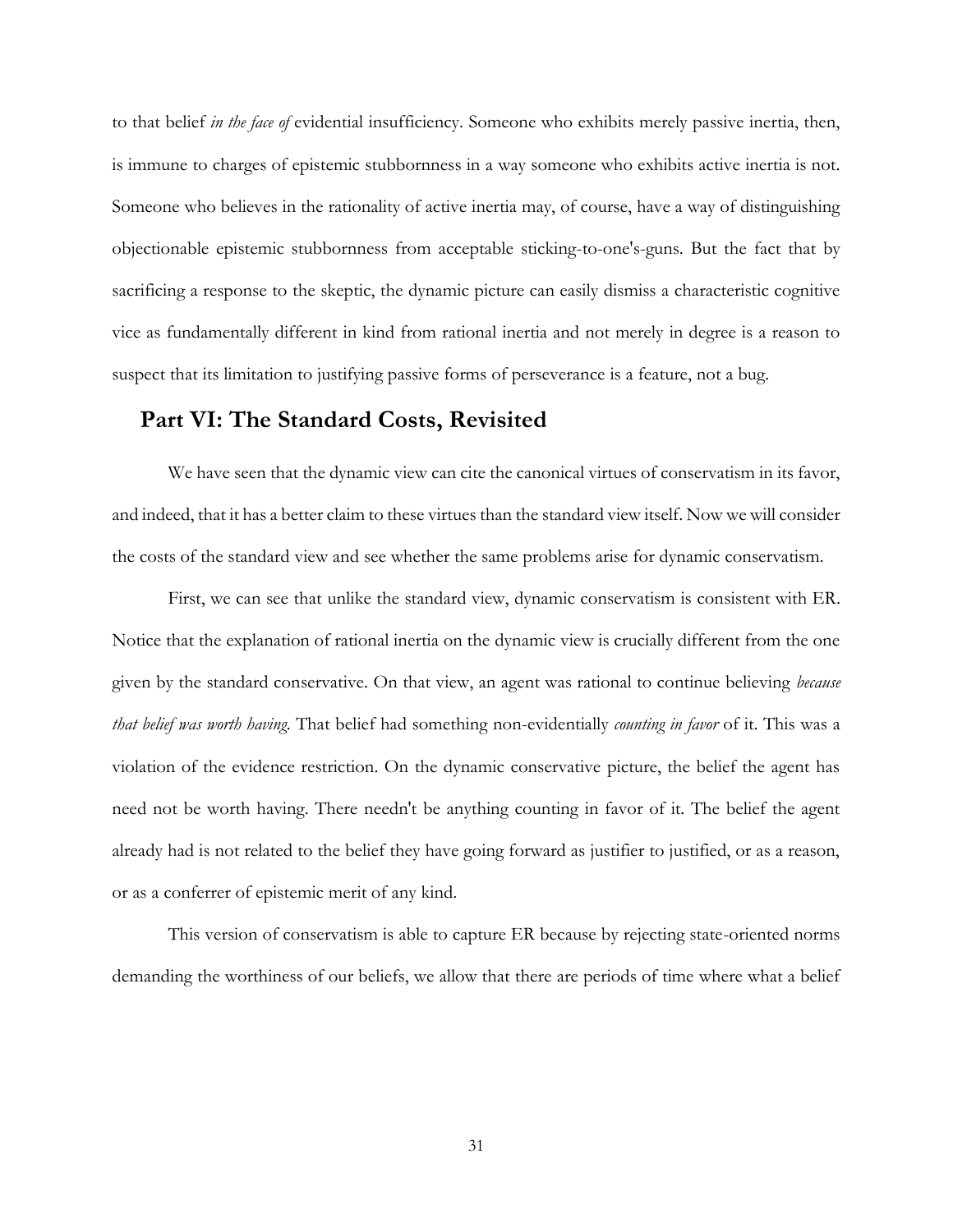to that belief *in the face of* evidential insufficiency. Someone who exhibits merely passive inertia, then, is immune to charges of epistemic stubbornness in a way someone who exhibits active inertia is not. Someone who believes in the rationality of active inertia may, of course, have a way of distinguishing objectionable epistemic stubbornness from acceptable sticking-to-one's-guns. But the fact that by sacrificing a response to the skeptic, the dynamic picture can easily dismiss a characteristic cognitive vice as fundamentally different in kind from rational inertia and not merely in degree is a reason to suspect that its limitation to justifying passive forms of perseverance is a feature, not a bug.

## Part VI: The Standard Costs, Revisited

We have seen that the dynamic view can cite the canonical virtues of conservatism in its favor, and indeed, that it has a better claim to these virtues than the standard view itself. Now we will consider the costs of the standard view and see whether the same problems arise for dynamic conservatism.

First, we can see that unlike the standard view, dynamic conservatism is consistent with ER. Notice that the explanation of rational inertia on the dynamic view is crucially different from the one given by the standard conservative. On that view, an agent was rational to continue believing *because that belief was worth having.* That belief had something non-evidentially *counting in favor* of it. This was a violation of the evidence restriction. On the dynamic conservative picture, the belief the agent has need not be worth having. There needn't be anything counting in favor of it. The belief the agent already had is not related to the belief they have going forward as justifier to justified, or as a reason, or as a conferrer of epistemic merit of any kind.

This version of conservatism is able to capture ER because by rejecting state-oriented norms demanding the worthiness of our beliefs, we allow that there are periods of time where what a belief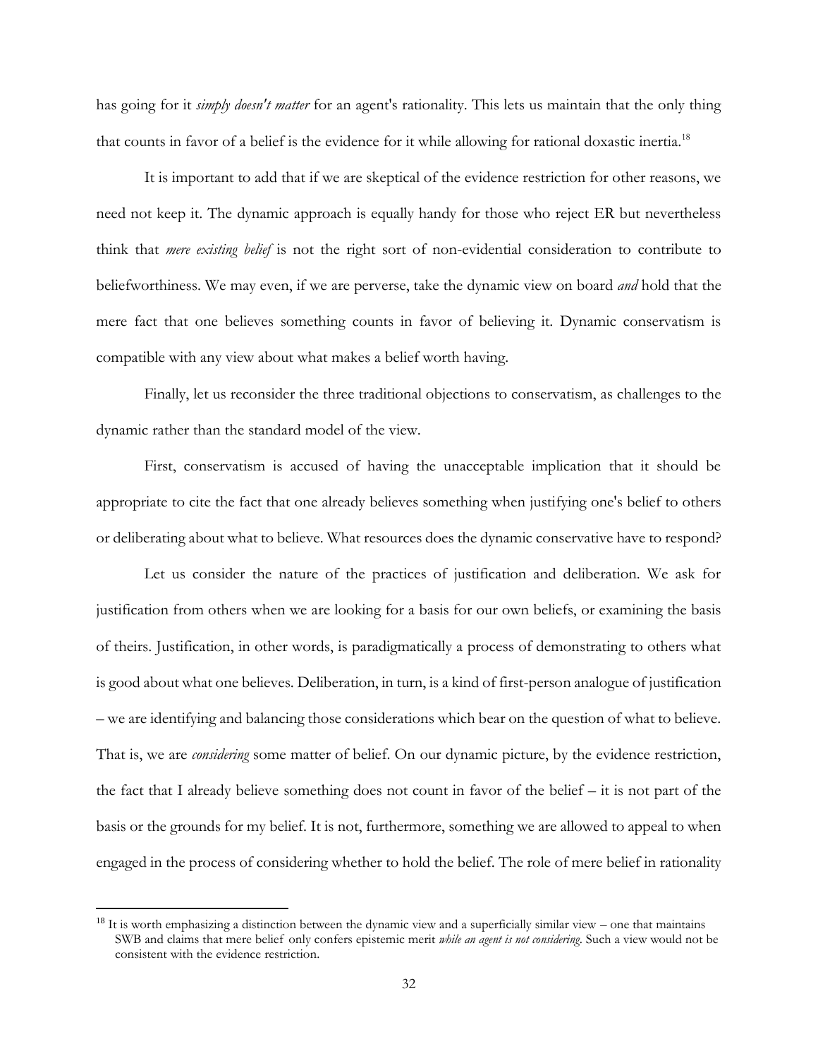has going for it *simply doesn't matter* for an agent's rationality. This lets us maintain that the only thing that counts in favor of a belief is the evidence for it while allowing for rational doxastic inertia.[18]

It is important to add that if we are skeptical of the evidence restriction for other reasons, we need not keep it. The dynamic approach is equally handy for those who reject ER but nevertheless think that *mere existing belief* is not the right sort of non-evidential consideration to contribute to beliefworthiness. We may even, if we are perverse, take the dynamic view on board *and* hold that the mere fact that one believes something counts in favor of believing it. Dynamic conservatism is compatible with any view about what makes a belief worth having.

Finally, let us reconsider the three traditional objections to conservatism, as challenges to the dynamic rather than the standard model of the view.

First, conservatism is accused of having the unacceptable implication that it should be appropriate to cite the fact that one already believes something when justifying one's belief to others or deliberating about what to believe. What resources does the dynamic conservative have to respond?

Let us consider the nature of the practices of justification and deliberation. We ask for justification from others when we are looking for a basis for our own beliefs, or examining the basis of theirs. Justification, in other words, is paradigmatically a process of demonstrating to others what is good about what one believes. Deliberation, in turn, is a kind of first-person analogue of justification – we are identifying and balancing those considerations which bear on the question of what to believe. That is, we are *considering* some matter of belief. On our dynamic picture, by the evidence restriction, the fact that I already believe something does not count in favor of the belief – it is not part of the basis or the grounds for my belief. It is not, furthermore, something we are allowed to appeal to when engaged in the process of considering whether to hold the belief. The role of mere belief in rationality

[18] It is worth emphasizing a distinction between the dynamic view and a superficially similar view – one that maintains SWB and claims that mere belief only confers epistemic merit *while an agent is not considering*. Such a view would not be consistent with the evidence restriction.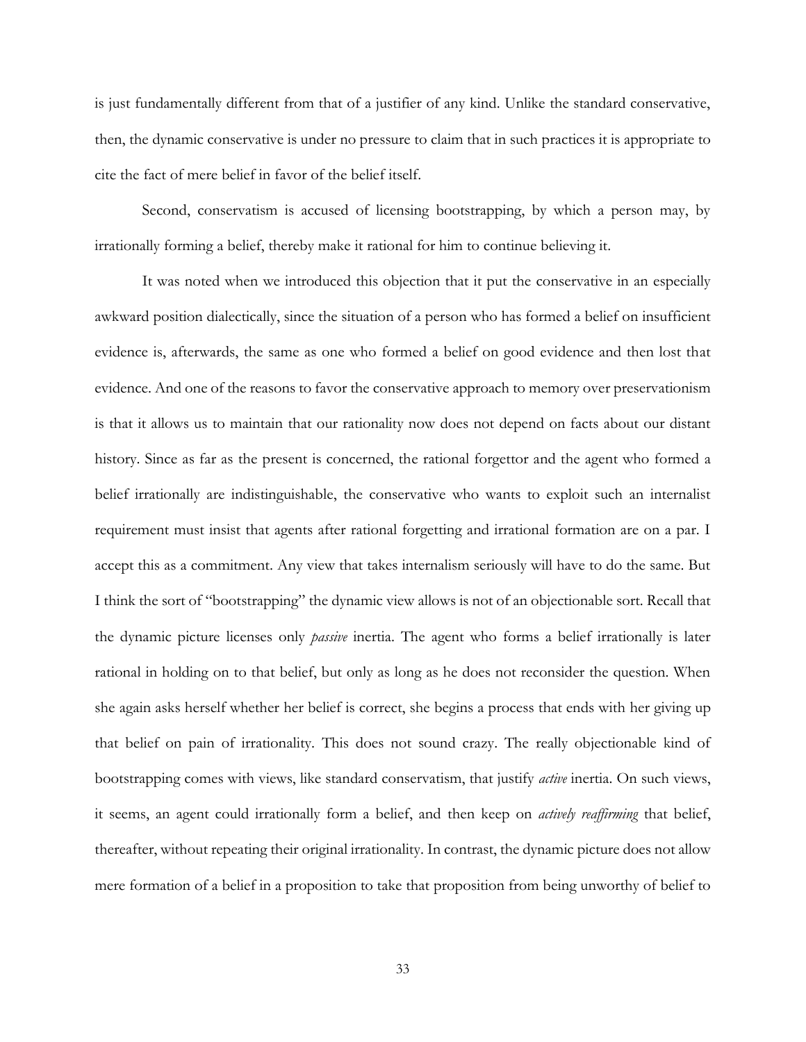is just fundamentally different from that of a justifier of any kind. Unlike the standard conservative, then, the dynamic conservative is under no pressure to claim that in such practices it is appropriate to cite the fact of mere belief in favor of the belief itself.

Second, conservatism is accused of licensing bootstrapping, by which a person may, by irrationally forming a belief, thereby make it rational for him to continue believing it.

It was noted when we introduced this objection that it put the conservative in an especially awkward position dialectically, since the situation of a person who has formed a belief on insufficient evidence is, afterwards, the same as one who formed a belief on good evidence and then lost that evidence. And one of the reasons to favor the conservative approach to memory over preservationism is that it allows us to maintain that our rationality now does not depend on facts about our distant history. Since as far as the present is concerned, the rational forgettor and the agent who formed a belief irrationally are indistinguishable, the conservative who wants to exploit such an internalist requirement must insist that agents after rational forgetting and irrational formation are on a par. I accept this as a commitment. Any view that takes internalism seriously will have to do the same. But I think the sort of "bootstrapping" the dynamic view allows is not of an objectionable sort. Recall that the dynamic picture licenses only *passive* inertia. The agent who forms a belief irrationally is later rational in holding on to that belief, but only as long as he does not reconsider the question. When she again asks herself whether her belief is correct, she begins a process that ends with her giving up that belief on pain of irrationality. This does not sound crazy. The really objectionable kind of bootstrapping comes with views, like standard conservatism, that justify *active* inertia. On such views, it seems, an agent could irrationally form a belief, and then keep on *actively reaffirming* that belief, thereafter, without repeating their original irrationality. In contrast, the dynamic picture does not allow mere formation of a belief in a proposition to take that proposition from being unworthy of belief to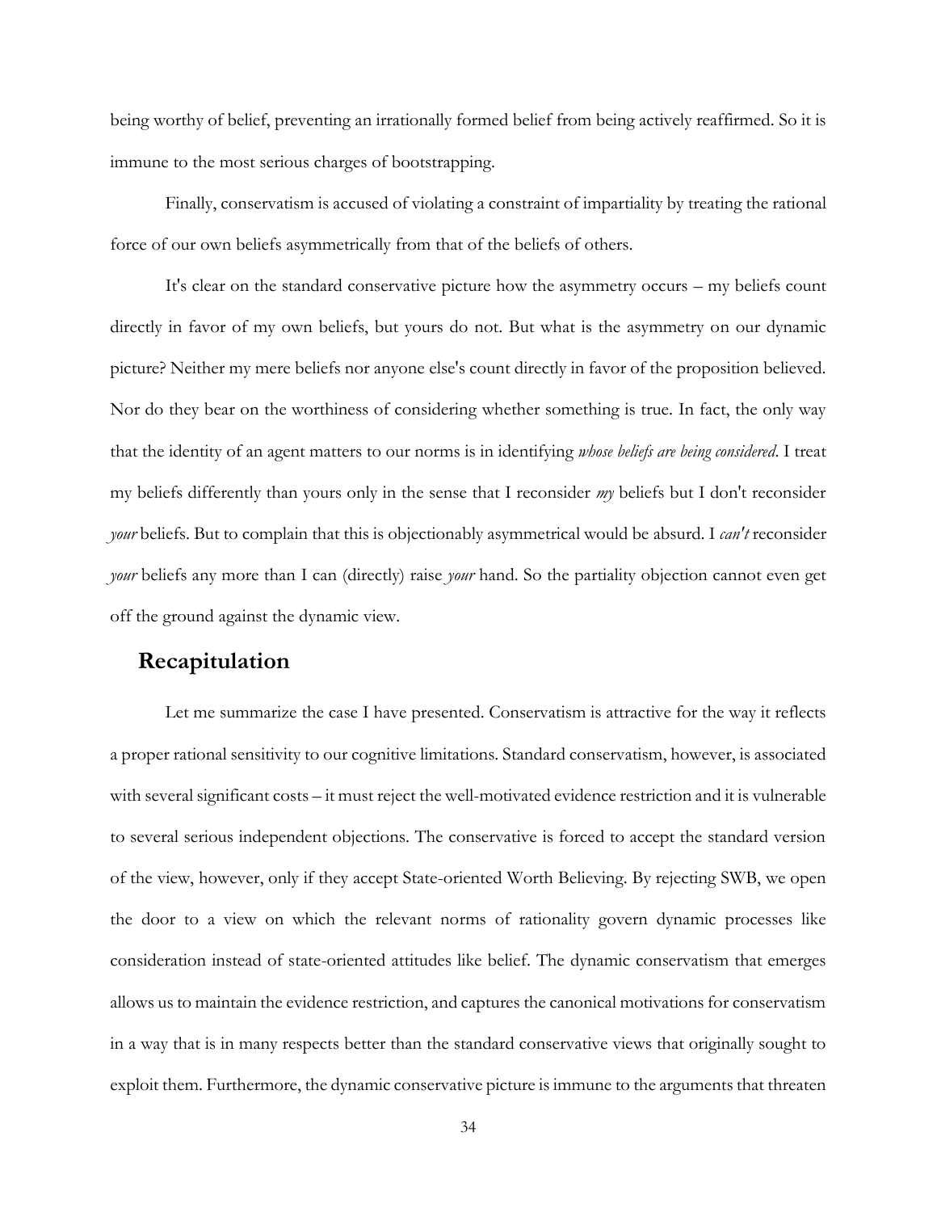being worthy of belief, preventing an irrationally formed belief from being actively reaffirmed. So it is immune to the most serious charges of bootstrapping.

Finally, conservatism is accused of violating a constraint of impartiality by treating the rational force of our own beliefs asymmetrically from that of the beliefs of others.

It's clear on the standard conservative picture how the asymmetry occurs – my beliefs count directly in favor of my own beliefs, but yours do not. But what is the asymmetry on our dynamic picture? Neither my mere beliefs nor anyone else's count directly in favor of the proposition believed. Nor do they bear on the worthiness of considering whether something is true. In fact, the only way that the identity of an agent matters to our norms is in identifying *whose beliefs are being considered*. I treat my beliefs differently than yours only in the sense that I reconsider *my* beliefs but I don't reconsider *your* beliefs. But to complain that this is objectionably asymmetrical would be absurd. I *can't* reconsider *your* beliefs any more than I can (directly) raise *your* hand. So the partiality objection cannot even get off the ground against the dynamic view.

## Recapitulation

Let me summarize the case I have presented. Conservatism is attractive for the way it reflects a proper rational sensitivity to our cognitive limitations. Standard conservatism, however, is associated with several significant costs – it must reject the well-motivated evidence restriction and it is vulnerable to several serious independent objections. The conservative is forced to accept the standard version of the view, however, only if they accept State-oriented Worth Believing. By rejecting SWB, we open the door to a view on which the relevant norms of rationality govern dynamic processes like consideration instead of state-oriented attitudes like belief. The dynamic conservatism that emerges allows us to maintain the evidence restriction, and captures the canonical motivations for conservatism in a way that is in many respects better than the standard conservative views that originally sought to exploit them. Furthermore, the dynamic conservative picture is immune to the arguments that threaten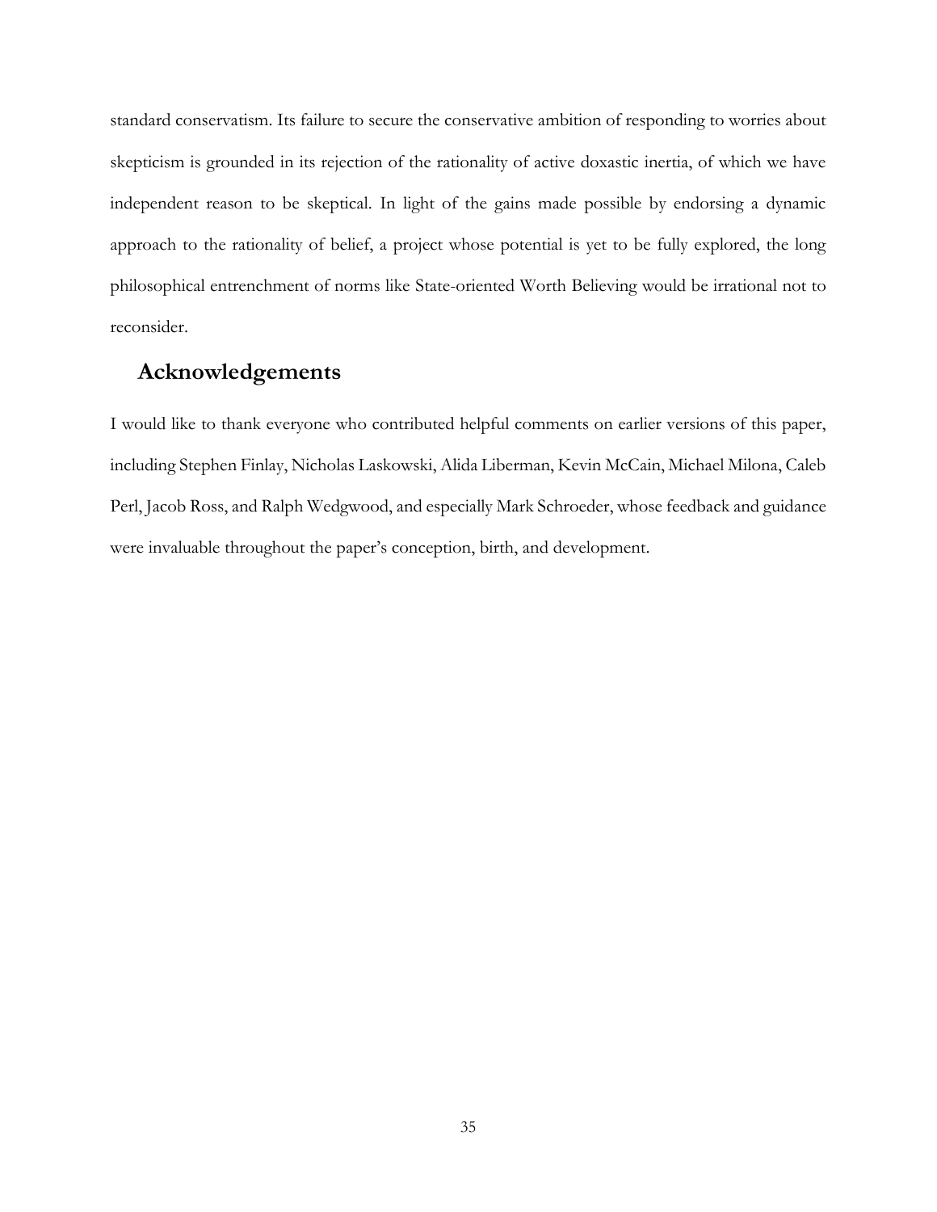standard conservatism. Its failure to secure the conservative ambition of responding to worries about skepticism is grounded in its rejection of the rationality of active doxastic inertia, of which we have independent reason to be skeptical. In light of the gains made possible by endorsing a dynamic approach to the rationality of belief, a project whose potential is yet to be fully explored, the long philosophical entrenchment of norms like State-oriented Worth Believing would be irrational not to reconsider.

## Acknowledgements

I would like to thank everyone who contributed helpful comments on earlier versions of this paper, including Stephen Finlay, Nicholas Laskowski, Alida Liberman, Kevin McCain, Michael Milona, Caleb Perl, Jacob Ross, and Ralph Wedgwood, and especially Mark Schroeder, whose feedback and guidance were invaluable throughout the paper's conception, birth, and development.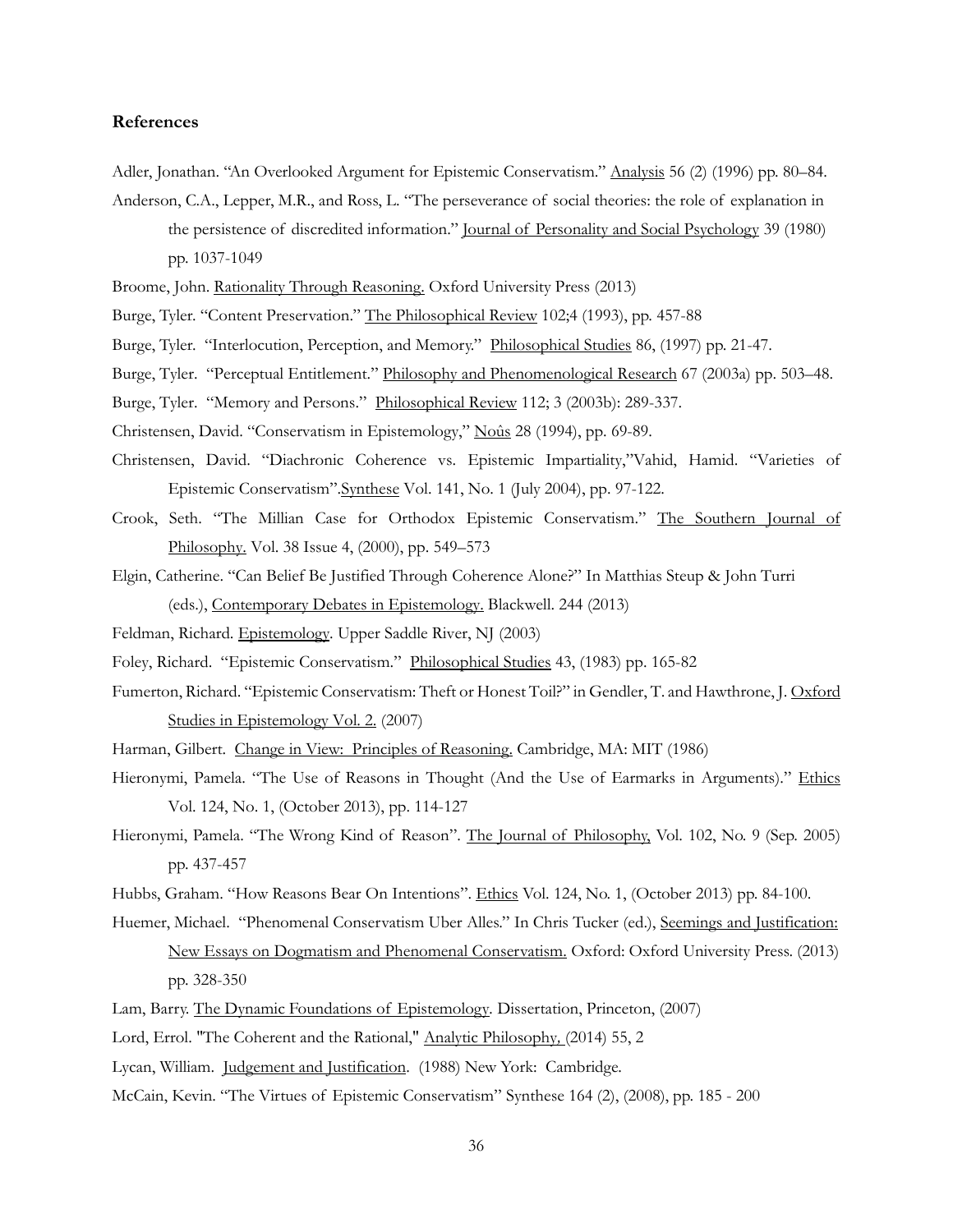## References

Adler, Jonathan. "An Overlooked Argument for Epistemic Conservatism." Analysis 56 (2) (1996) pp. 80–84.

Anderson, C.A., Lepper, M.R., and Ross, L. "The perseverance of social theories: the role of explanation in the persistence of discredited information." Journal of Personality and Social Psychology 39 (1980) pp. 1037-1049

Broome, John. Rationality Through Reasoning. Oxford University Press (2013)

Burge, Tyler. "Content Preservation." The Philosophical Review 102;4 (1993), pp. 457-88

Burge, Tyler. "Interlocution, Perception, and Memory." Philosophical Studies 86, (1997) pp. 21-47.

Burge, Tyler. "Perceptual Entitlement." Philosophy and Phenomenological Research 67 (2003a) pp. 503–48.

Burge, Tyler. "Memory and Persons." Philosophical Review 112; 3 (2003b): 289-337.

Christensen, David. "Conservatism in Epistemology," Noûs 28 (1994), pp. 69-89.

Christensen, David. "Diachronic Coherence vs. Epistemic Impartiality,"Vahid, Hamid. "Varieties of Epistemic Conservatism".Synthese Vol. 141, No. 1 (July 2004), pp. 97-122.

Crook, Seth. "The Millian Case for Orthodox Epistemic Conservatism." The Southern Journal of Philosophy. Vol. 38 Issue 4, (2000), pp. 549–573

Elgin, Catherine. "Can Belief Be Justified Through Coherence Alone?" In Matthias Steup & John Turri (eds.), Contemporary Debates in Epistemology. Blackwell. 244 (2013)

Feldman, Richard. Epistemology. Upper Saddle River, NJ (2003)

Foley, Richard. "Epistemic Conservatism." Philosophical Studies 43, (1983) pp. 165-82

Fumerton, Richard. "Epistemic Conservatism: Theft or Honest Toil?" in Gendler, T. and Hawthrone, J. Oxford Studies in Epistemology Vol. 2. (2007)

Harman, Gilbert. Change in View: Principles of Reasoning. Cambridge, MA: MIT (1986)

Hieronymi, Pamela. "The Use of Reasons in Thought (And the Use of Earmarks in Arguments)." Ethics Vol. 124, No. 1, (October 2013), pp. 114-127

Hieronymi, Pamela. "The Wrong Kind of Reason". The Journal of Philosophy, Vol. 102, No. 9 (Sep. 2005) pp. 437-457

Hubbs, Graham. "How Reasons Bear On Intentions". Ethics Vol. 124, No. 1, (October 2013) pp. 84-100.

Huemer, Michael. "Phenomenal Conservatism Uber Alles." In Chris Tucker (ed.), Seemings and Justification: New Essays on Dogmatism and Phenomenal Conservatism. Oxford: Oxford University Press. (2013) pp. 328-350

Lam, Barry. The Dynamic Foundations of Epistemology. Dissertation, Princeton, (2007)

Lord, Errol. "The Coherent and the Rational," Analytic Philosophy, (2014) 55, 2

Lycan, William. Judgement and Justification. (1988) New York: Cambridge.

McCain, Kevin. "The Virtues of Epistemic Conservatism" Synthese 164 (2), (2008), pp. 185 - 200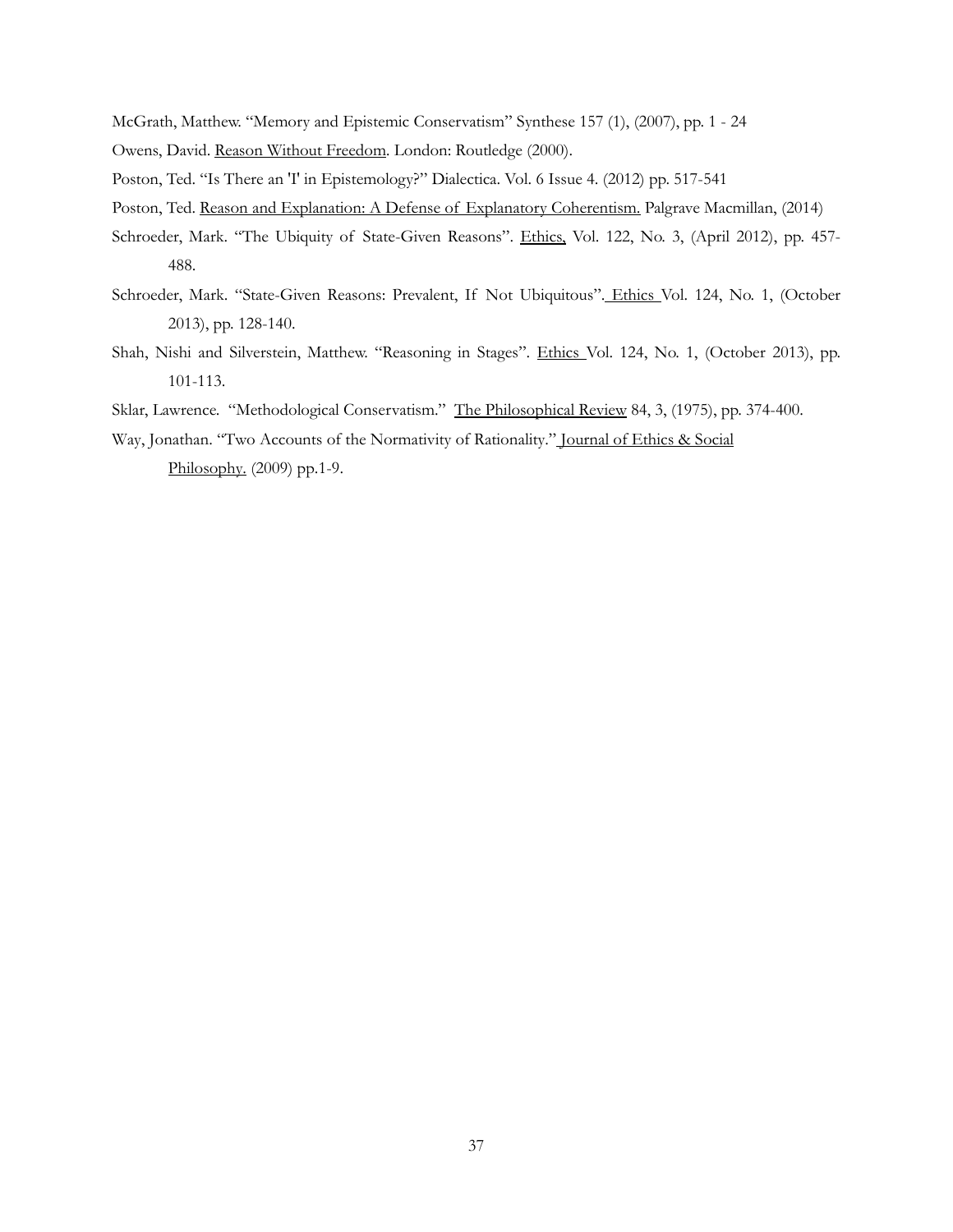McGrath, Matthew. "Memory and Epistemic Conservatism" Synthese 157 (1), (2007), pp. 1 - 24

Owens, David. Reason Without Freedom. London: Routledge (2000).

Poston, Ted. "Is There an 'I' in Epistemology?" Dialectica. Vol. 6 Issue 4. (2012) pp. 517-541

Poston, Ted. Reason and Explanation: A Defense of Explanatory Coherentism. Palgrave Macmillan, (2014)

Schroeder, Mark. "The Ubiquity of State-Given Reasons". Ethics, Vol. 122, No. 3, (April 2012), pp. 457-488.

Schroeder, Mark. "State-Given Reasons: Prevalent, If Not Ubiquitous". Ethics Vol. 124, No. 1, (October 2013), pp. 128-140.

Shah, Nishi and Silverstein, Matthew. "Reasoning in Stages". Ethics Vol. 124, No. 1, (October 2013), pp. 101-113.

Sklar, Lawrence. "Methodological Conservatism." The Philosophical Review 84, 3, (1975), pp. 374-400.

Way, Jonathan. "Two Accounts of the Normativity of Rationality." Journal of Ethics & Social Philosophy. (2009) pp.1-9.